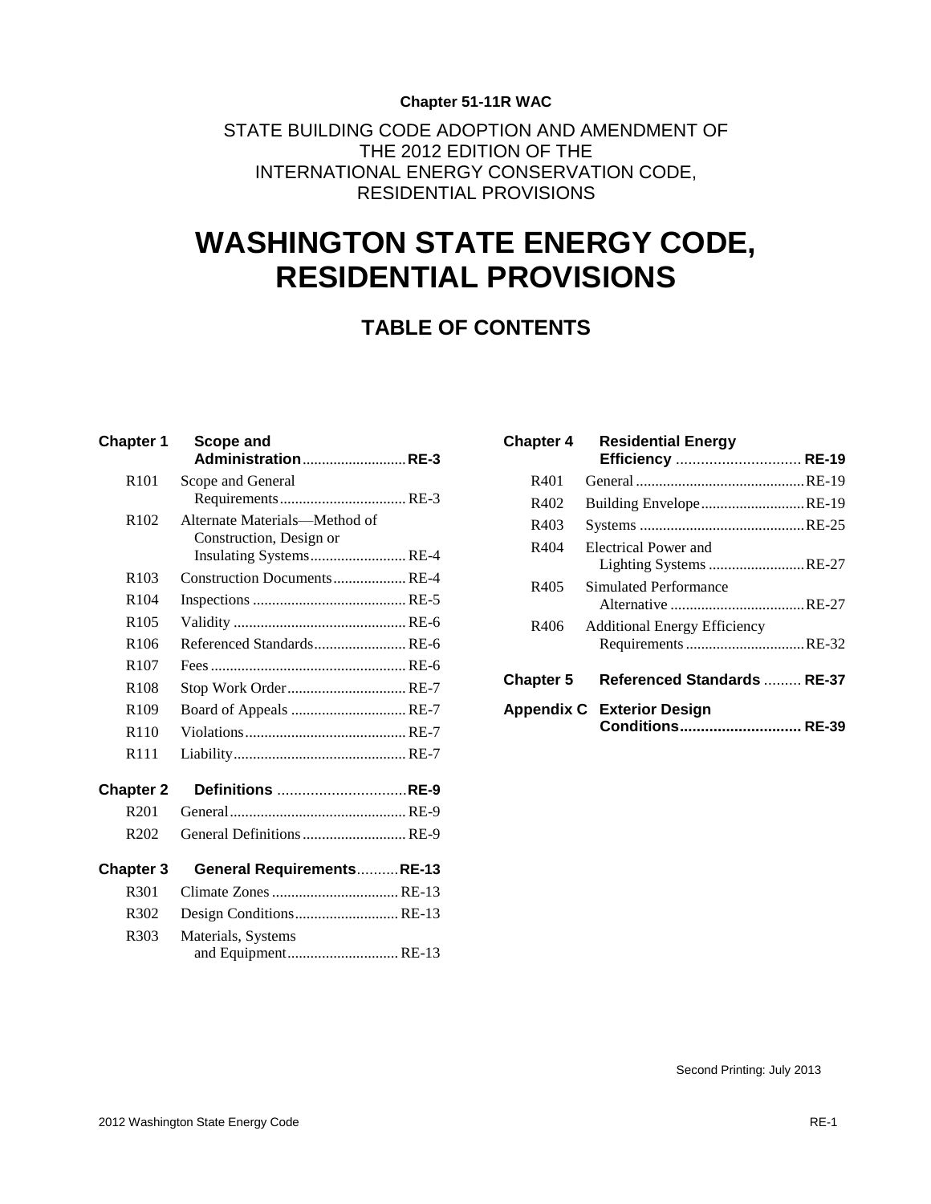**Chapter 51-11R WAC**

STATE BUILDING CODE ADOPTION AND AMENDMENT OF
THE 2012 EDITION OF THE
INTERNATIONAL ENERGY CONSERVATION CODE,
RESIDENTIAL PROVISIONS

# WASHINGTON STATE ENERGY CODE, RESIDENTIAL PROVISIONS

## TABLE OF CONTENTS

**Chapter 1 Scope and Administration** .......................... **RE-3**

- R101 Scope and General Requirements ................................ RE-3
- R102 Alternate Materials—Method of Construction, Design or Insulating Systems ........................ RE-4
- R103 Construction Documents .................. RE-4
- R104 Inspections ........................................ RE-5
- R105 Validity ............................................ RE-6
- R106 Referenced Standards ....................... RE-6
- R107 Fees .................................................. RE-6
- R108 Stop Work Order .............................. RE-7
- R109 Board of Appeals ............................. RE-7
- R110 Violations .......................................... RE-7
- R111 Liability ............................................ RE-7

**Chapter 2 Definitions** .............................. **RE-9**

- R201 General ............................................. RE-9
- R202 General Definitions .......................... RE-9

**Chapter 3 General Requirements** .......... **RE-13**

- R301 Climate Zones ................................ RE-13
- R302 Design Conditions .......................... RE-13
- R303 Materials, Systems and Equipment ............................ RE-13

**Chapter 4 Residential Energy Efficiency** ............................. **RE-19**

- R401 General ........................................... RE-19
- R402 Building Envelope .......................... RE-19
- R403 Systems .......................................... RE-25
- R404 Electrical Power and Lighting Systems ......................... RE-27
- R405 Simulated Performance Alternative .................................. RE-27
- R406 Additional Energy Efficiency Requirements .............................. RE-32

**Chapter 5 Referenced Standards** ......... **RE-37**

**Appendix C Exterior Design Conditions** ............................ **RE-39**

Second Printing: July 2013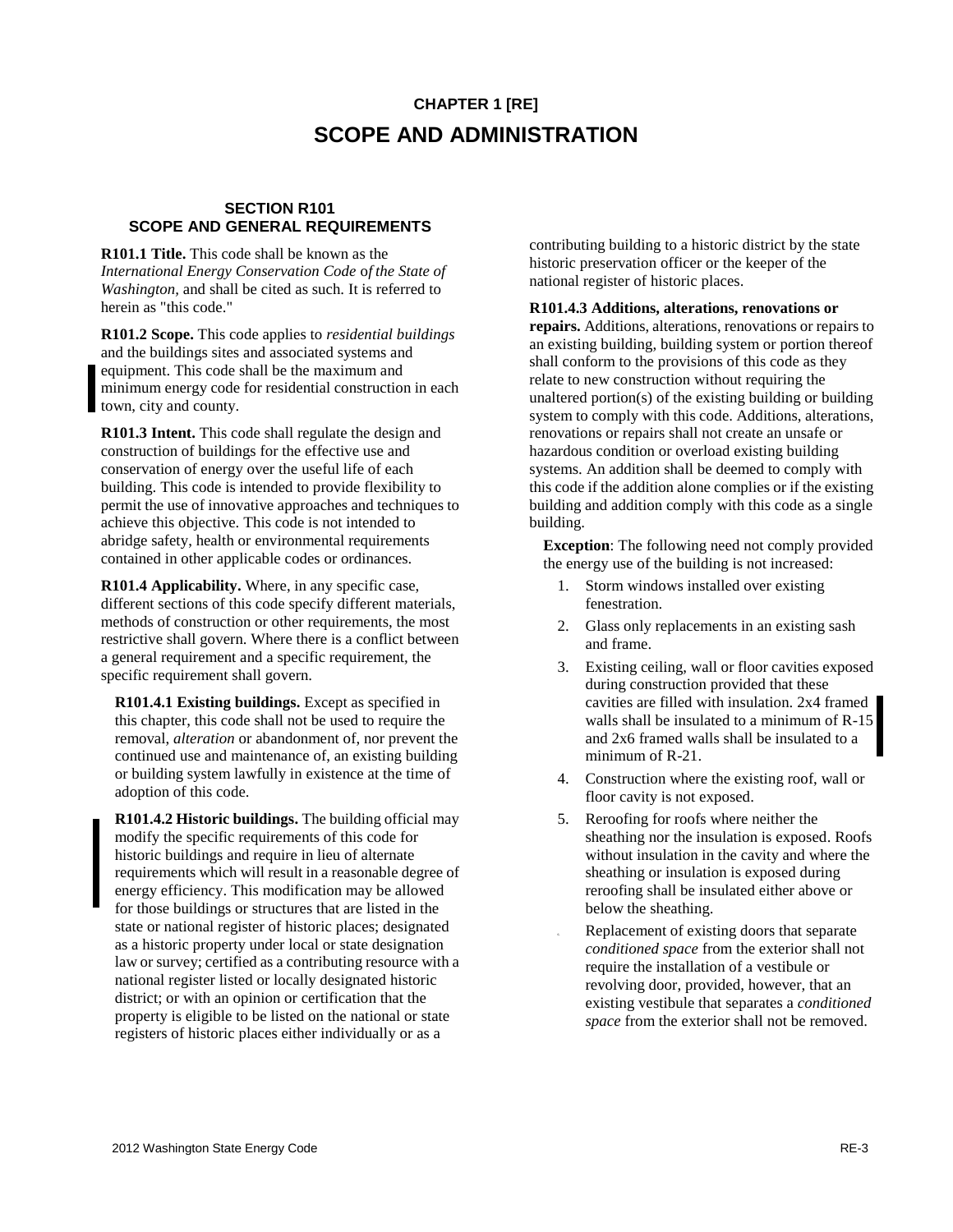# CHAPTER 1 [RE]

# SCOPE AND ADMINISTRATION

## SECTION R101 SCOPE AND GENERAL REQUIREMENTS

**R101.1 Title.** This code shall be known as the *International Energy Conservation Code* of *the State of Washington,* and shall be cited as such. It is referred to herein as "this code."

**R101.2 Scope.** This code applies to *residential buildings* and the buildings sites and associated systems and equipment. This code shall be the maximum and minimum energy code for residential construction in each town, city and county.

**R101.3 Intent.** This code shall regulate the design and construction of buildings for the effective use and conservation of energy over the useful life of each building. This code is intended to provide flexibility to permit the use of innovative approaches and techniques to achieve this objective. This code is not intended to abridge safety, health or environmental requirements contained in other applicable codes or ordinances.

**R101.4 Applicability.** Where, in any specific case, different sections of this code specify different materials, methods of construction or other requirements, the most restrictive shall govern. Where there is a conflict between a general requirement and a specific requirement, the specific requirement shall govern.

**R101.4.1 Existing buildings.** Except as specified in this chapter, this code shall not be used to require the removal, *alteration* or abandonment of, nor prevent the continued use and maintenance of, an existing building or building system lawfully in existence at the time of adoption of this code.

**R101.4.2 Historic buildings.** The building official may modify the specific requirements of this code for historic buildings and require in lieu of alternate requirements which will result in a reasonable degree of energy efficiency. This modification may be allowed for those buildings or structures that are listed in the state or national register of historic places; designated as a historic property under local or state designation law or survey; certified as a contributing resource with a national register listed or locally designated historic district; or with an opinion or certification that the property is eligible to be listed on the national or state registers of historic places either individually or as a contributing building to a historic district by the state historic preservation officer or the keeper of the national register of historic places.

**R101.4.3 Additions, alterations, renovations or repairs.** Additions, alterations, renovations or repairs to an existing building, building system or portion thereof shall conform to the provisions of this code as they relate to new construction without requiring the unaltered portion(s) of the existing building or building system to comply with this code. Additions, alterations, renovations or repairs shall not create an unsafe or hazardous condition or overload existing building systems. An addition shall be deemed to comply with this code if the addition alone complies or if the existing building and addition comply with this code as a single building.

**Exception**: The following need not comply provided the energy use of the building is not increased:

1. Storm windows installed over existing fenestration.
2. Glass only replacements in an existing sash and frame.
3. Existing ceiling, wall or floor cavities exposed during construction provided that these cavities are filled with insulation. 2x4 framed walls shall be insulated to a minimum of R-15 and 2x6 framed walls shall be insulated to a minimum of R-21.
4. Construction where the existing roof, wall or floor cavity is not exposed.
5. Reroofing for roofs where neither the sheathing nor the insulation is exposed. Roofs without insulation in the cavity and where the sheathing or insulation is exposed during reroofing shall be insulated either above or below the sheathing.
6. Replacement of existing doors that separate *conditioned space* from the exterior shall not require the installation of a vestibule or revolving door, provided, however, that an existing vestibule that separates a *conditioned space* from the exterior shall not be removed.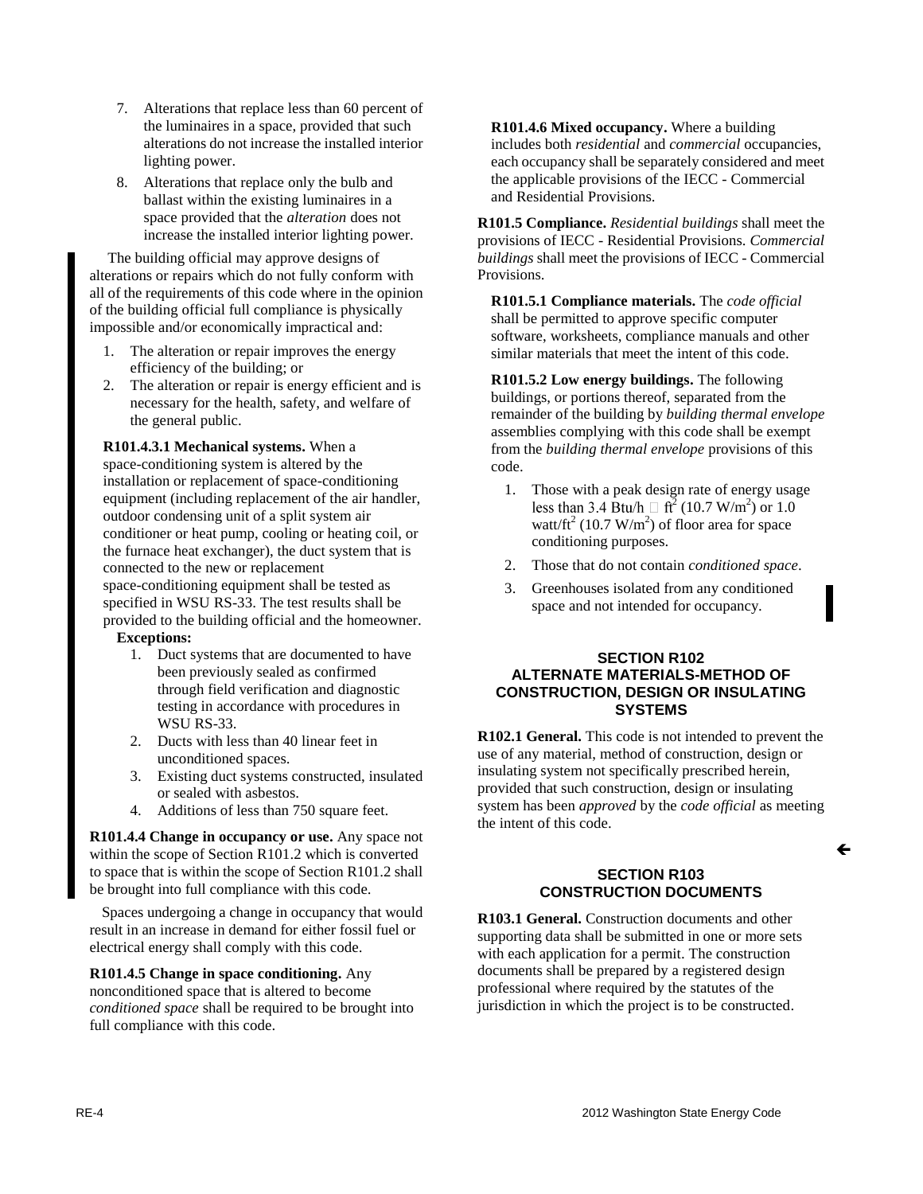7. Alterations that replace less than 60 percent of the luminaires in a space, provided that such alterations do not increase the installed interior lighting power.
8. Alterations that replace only the bulb and ballast within the existing luminaires in a space provided that the *alteration* does not increase the installed interior lighting power.

The building official may approve designs of alterations or repairs which do not fully conform with all of the requirements of this code where in the opinion of the building official full compliance is physically impossible and/or economically impractical and:

1. The alteration or repair improves the energy efficiency of the building; or
2. The alteration or repair is energy efficient and is necessary for the health, safety, and welfare of the general public.

**R101.4.3.1 Mechanical systems.** When a space-conditioning system is altered by the installation or replacement of space-conditioning equipment (including replacement of the air handler, outdoor condensing unit of a split system air conditioner or heat pump, cooling or heating coil, or the furnace heat exchanger), the duct system that is connected to the new or replacement space-conditioning equipment shall be tested as specified in WSU RS-33. The test results shall be provided to the building official and the homeowner.

**Exceptions:**

1. Duct systems that are documented to have been previously sealed as confirmed through field verification and diagnostic testing in accordance with procedures in WSU RS-33.
2. Ducts with less than 40 linear feet in unconditioned spaces.
3. Existing duct systems constructed, insulated or sealed with asbestos.
4. Additions of less than 750 square feet.

**R101.4.4 Change in occupancy or use.** Any space not within the scope of Section R101.2 which is converted to space that is within the scope of Section R101.2 shall be brought into full compliance with this code.

Spaces undergoing a change in occupancy that would result in an increase in demand for either fossil fuel or electrical energy shall comply with this code.

**R101.4.5 Change in space conditioning.** Any nonconditioned space that is altered to become *conditioned space* shall be required to be brought into full compliance with this code.

**R101.4.6 Mixed occupancy.** Where a building includes both *residential* and *commercial* occupancies, each occupancy shall be separately considered and meet the applicable provisions of the IECC - Commercial and Residential Provisions.

**R101.5 Compliance.** *Residential buildings* shall meet the provisions of IECC - Residential Provisions. *Commercial buildings* shall meet the provisions of IECC - Commercial Provisions.

**R101.5.1 Compliance materials.** The *code official* shall be permitted to approve specific computer software, worksheets, compliance manuals and other similar materials that meet the intent of this code.

**R101.5.2 Low energy buildings.** The following buildings, or portions thereof, separated from the remainder of the building by *building thermal envelope* assemblies complying with this code shall be exempt from the *building thermal envelope* provisions of this code.

1. Those with a peak design rate of energy usage less than 3.4 Btu/h · ft$^2$ (10.7 W/m$^2$) or 1.0 watt/ft$^2$ (10.7 W/m$^2$) of floor area for space conditioning purposes.
2. Those that do not contain *conditioned space*.
3. Greenhouses isolated from any conditioned space and not intended for occupancy.

## SECTION R102 ALTERNATE MATERIALS-METHOD OF CONSTRUCTION, DESIGN OR INSULATING SYSTEMS

**R102.1 General.** This code is not intended to prevent the use of any material, method of construction, design or insulating system not specifically prescribed herein, provided that such construction, design or insulating system has been *approved* by the *code official* as meeting the intent of this code.

## SECTION R103 CONSTRUCTION DOCUMENTS

**R103.1 General.** Construction documents and other supporting data shall be submitted in one or more sets with each application for a permit. The construction documents shall be prepared by a registered design professional where required by the statutes of the jurisdiction in which the project is to be constructed.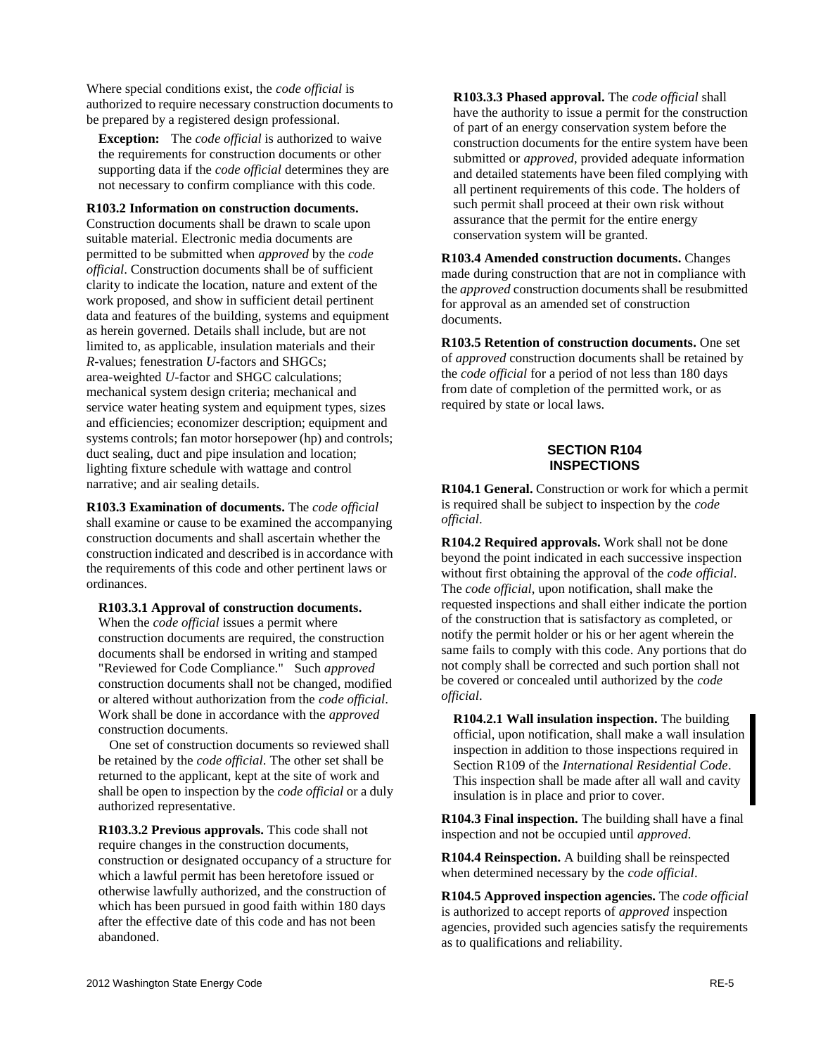Where special conditions exist, the *code official* is authorized to require necessary construction documents to be prepared by a registered design professional.

> **Exception:** The *code official* is authorized to waive the requirements for construction documents or other supporting data if the *code official* determines they are not necessary to confirm compliance with this code.

**R103.2 Information on construction documents.** Construction documents shall be drawn to scale upon suitable material. Electronic media documents are permitted to be submitted when *approved* by the *code official*. Construction documents shall be of sufficient clarity to indicate the location, nature and extent of the work proposed, and show in sufficient detail pertinent data and features of the building, systems and equipment as herein governed. Details shall include, but are not limited to, as applicable, insulation materials and their *R*-values; fenestration *U*-factors and SHGCs; area-weighted *U*-factor and SHGC calculations; mechanical system design criteria; mechanical and service water heating system and equipment types, sizes and efficiencies; economizer description; equipment and systems controls; fan motor horsepower (hp) and controls; duct sealing, duct and pipe insulation and location; lighting fixture schedule with wattage and control narrative; and air sealing details.

**R103.3 Examination of documents.** The *code official* shall examine or cause to be examined the accompanying construction documents and shall ascertain whether the construction indicated and described is in accordance with the requirements of this code and other pertinent laws or ordinances.

**R103.3.1 Approval of construction documents.** When the *code official* issues a permit where construction documents are required, the construction documents shall be endorsed in writing and stamped "Reviewed for Code Compliance." Such *approved* construction documents shall not be changed, modified or altered without authorization from the *code official*. Work shall be done in accordance with the *approved* construction documents.

One set of construction documents so reviewed shall be retained by the *code official*. The other set shall be returned to the applicant, kept at the site of work and shall be open to inspection by the *code official* or a duly authorized representative.

**R103.3.2 Previous approvals.** This code shall not require changes in the construction documents, construction or designated occupancy of a structure for which a lawful permit has been heretofore issued or otherwise lawfully authorized, and the construction of which has been pursued in good faith within 180 days after the effective date of this code and has not been abandoned.

**R103.3.3 Phased approval.** The *code official* shall have the authority to issue a permit for the construction of part of an energy conservation system before the construction documents for the entire system have been submitted or *approved*, provided adequate information and detailed statements have been filed complying with all pertinent requirements of this code. The holders of such permit shall proceed at their own risk without assurance that the permit for the entire energy conservation system will be granted.

**R103.4 Amended construction documents.** Changes made during construction that are not in compliance with the *approved* construction documents shall be resubmitted for approval as an amended set of construction documents.

**R103.5 Retention of construction documents.** One set of *approved* construction documents shall be retained by the *code official* for a period of not less than 180 days from date of completion of the permitted work, or as required by state or local laws.

## SECTION R104 INSPECTIONS

**R104.1 General.** Construction or work for which a permit is required shall be subject to inspection by the *code official*.

**R104.2 Required approvals.** Work shall not be done beyond the point indicated in each successive inspection without first obtaining the approval of the *code official*. The *code official*, upon notification, shall make the requested inspections and shall either indicate the portion of the construction that is satisfactory as completed, or notify the permit holder or his or her agent wherein the same fails to comply with this code. Any portions that do not comply shall be corrected and such portion shall not be covered or concealed until authorized by the *code official*.

**R104.2.1 Wall insulation inspection.** The building official, upon notification, shall make a wall insulation inspection in addition to those inspections required in Section R109 of the *International Residential Code*. This inspection shall be made after all wall and cavity insulation is in place and prior to cover.

**R104.3 Final inspection.** The building shall have a final inspection and not be occupied until *approved*.

**R104.4 Reinspection.** A building shall be reinspected when determined necessary by the *code official*.

**R104.5 Approved inspection agencies.** The *code official* is authorized to accept reports of *approved* inspection agencies, provided such agencies satisfy the requirements as to qualifications and reliability.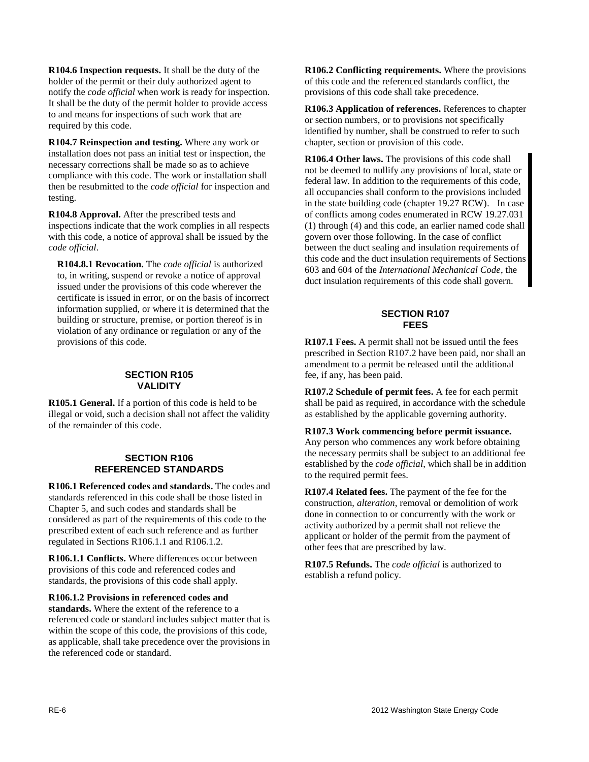**R104.6 Inspection requests.** It shall be the duty of the holder of the permit or their duly authorized agent to notify the *code official* when work is ready for inspection. It shall be the duty of the permit holder to provide access to and means for inspections of such work that are required by this code.

**R104.7 Reinspection and testing.** Where any work or installation does not pass an initial test or inspection, the necessary corrections shall be made so as to achieve compliance with this code. The work or installation shall then be resubmitted to the *code official* for inspection and testing.

**R104.8 Approval.** After the prescribed tests and inspections indicate that the work complies in all respects with this code, a notice of approval shall be issued by the *code official*.

**R104.8.1 Revocation.** The *code official* is authorized to, in writing, suspend or revoke a notice of approval issued under the provisions of this code wherever the certificate is issued in error, or on the basis of incorrect information supplied, or where it is determined that the building or structure, premise, or portion thereof is in violation of any ordinance or regulation or any of the provisions of this code.

## SECTION R105 VALIDITY

**R105.1 General.** If a portion of this code is held to be illegal or void, such a decision shall not affect the validity of the remainder of this code.

## SECTION R106 REFERENCED STANDARDS

**R106.1 Referenced codes and standards.** The codes and standards referenced in this code shall be those listed in Chapter 5, and such codes and standards shall be considered as part of the requirements of this code to the prescribed extent of each such reference and as further regulated in Sections R106.1.1 and R106.1.2.

**R106.1.1 Conflicts.** Where differences occur between provisions of this code and referenced codes and standards, the provisions of this code shall apply.

**R106.1.2 Provisions in referenced codes and standards.** Where the extent of the reference to a referenced code or standard includes subject matter that is within the scope of this code, the provisions of this code, as applicable, shall take precedence over the provisions in the referenced code or standard.

**R106.2 Conflicting requirements.** Where the provisions of this code and the referenced standards conflict, the provisions of this code shall take precedence.

**R106.3 Application of references.** References to chapter or section numbers, or to provisions not specifically identified by number, shall be construed to refer to such chapter, section or provision of this code.

**R106.4 Other laws.** The provisions of this code shall not be deemed to nullify any provisions of local, state or federal law. In addition to the requirements of this code, all occupancies shall conform to the provisions included in the state building code (chapter 19.27 RCW). In case of conflicts among codes enumerated in RCW 19.27.031 (1) through (4) and this code, an earlier named code shall govern over those following. In the case of conflict between the duct sealing and insulation requirements of this code and the duct insulation requirements of Sections 603 and 604 of the *International Mechanical Code*, the duct insulation requirements of this code shall govern.

## SECTION R107 FEES

**R107.1 Fees.** A permit shall not be issued until the fees prescribed in Section R107.2 have been paid, nor shall an amendment to a permit be released until the additional fee, if any, has been paid.

**R107.2 Schedule of permit fees.** A fee for each permit shall be paid as required, in accordance with the schedule as established by the applicable governing authority.

**R107.3 Work commencing before permit issuance.** Any person who commences any work before obtaining the necessary permits shall be subject to an additional fee established by the *code official*, which shall be in addition to the required permit fees.

**R107.4 Related fees.** The payment of the fee for the construction, *alteration*, removal or demolition of work done in connection to or concurrently with the work or activity authorized by a permit shall not relieve the applicant or holder of the permit from the payment of other fees that are prescribed by law.

**R107.5 Refunds.** The *code official* is authorized to establish a refund policy.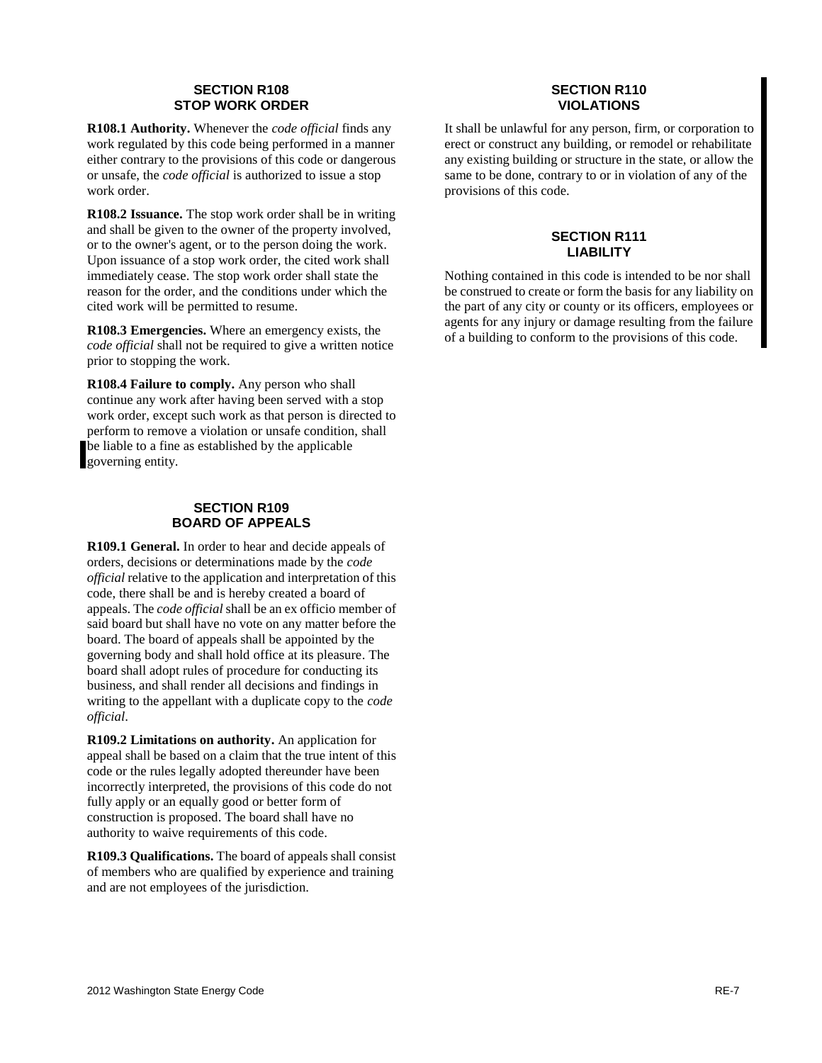## SECTION R108 STOP WORK ORDER

**R108.1 Authority.** Whenever the *code official* finds any work regulated by this code being performed in a manner either contrary to the provisions of this code or dangerous or unsafe, the *code official* is authorized to issue a stop work order.

**R108.2 Issuance.** The stop work order shall be in writing and shall be given to the owner of the property involved, or to the owner's agent, or to the person doing the work. Upon issuance of a stop work order, the cited work shall immediately cease. The stop work order shall state the reason for the order, and the conditions under which the cited work will be permitted to resume.

**R108.3 Emergencies.** Where an emergency exists, the *code official* shall not be required to give a written notice prior to stopping the work.

**R108.4 Failure to comply.** Any person who shall continue any work after having been served with a stop work order, except such work as that person is directed to perform to remove a violation or unsafe condition, shall be liable to a fine as established by the applicable governing entity.

## SECTION R109 BOARD OF APPEALS

**R109.1 General.** In order to hear and decide appeals of orders, decisions or determinations made by the *code official* relative to the application and interpretation of this code, there shall be and is hereby created a board of appeals. The *code official* shall be an ex officio member of said board but shall have no vote on any matter before the board. The board of appeals shall be appointed by the governing body and shall hold office at its pleasure. The board shall adopt rules of procedure for conducting its business, and shall render all decisions and findings in writing to the appellant with a duplicate copy to the *code official*.

**R109.2 Limitations on authority.** An application for appeal shall be based on a claim that the true intent of this code or the rules legally adopted thereunder have been incorrectly interpreted, the provisions of this code do not fully apply or an equally good or better form of construction is proposed. The board shall have no authority to waive requirements of this code.

**R109.3 Qualifications.** The board of appeals shall consist of members who are qualified by experience and training and are not employees of the jurisdiction.

## SECTION R110 VIOLATIONS

It shall be unlawful for any person, firm, or corporation to erect or construct any building, or remodel or rehabilitate any existing building or structure in the state, or allow the same to be done, contrary to or in violation of any of the provisions of this code.

## SECTION R111 LIABILITY

Nothing contained in this code is intended to be nor shall be construed to create or form the basis for any liability on the part of any city or county or its officers, employees or agents for any injury or damage resulting from the failure of a building to conform to the provisions of this code.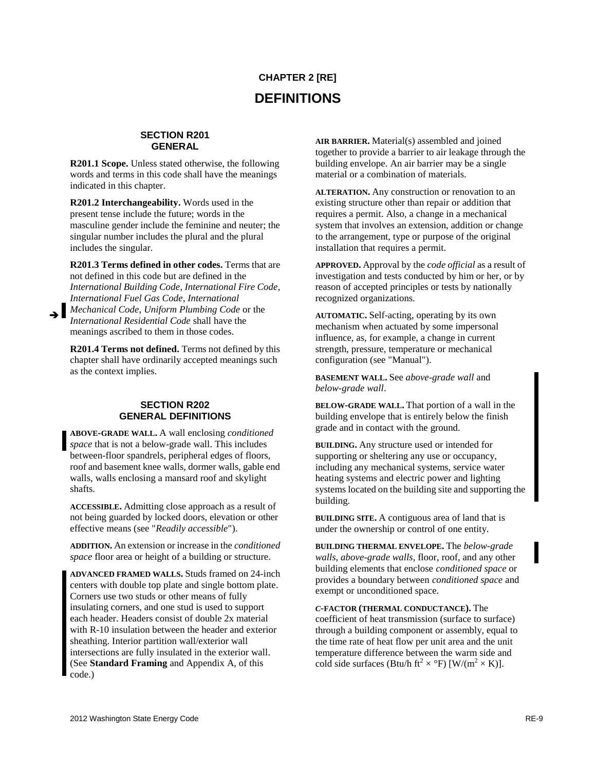# CHAPTER 2 [RE]

# DEFINITIONS

## SECTION R201 GENERAL

**R201.1 Scope.** Unless stated otherwise, the following words and terms in this code shall have the meanings indicated in this chapter.

**R201.2 Interchangeability.** Words used in the present tense include the future; words in the masculine gender include the feminine and neuter; the singular number includes the plural and the plural includes the singular.

**R201.3 Terms defined in other codes.** Terms that are not defined in this code but are defined in the *International Building Code*, *International Fire Code*, *International Fuel Gas Code*, *International Mechanical Code, Uniform Plumbing Code* or the *International Residential Code* shall have the meanings ascribed to them in those codes.

**R201.4 Terms not defined.** Terms not defined by this chapter shall have ordinarily accepted meanings such as the context implies.

## SECTION R202 GENERAL DEFINITIONS

**ABOVE-GRADE WALL.** A wall enclosing *conditioned space* that is not a below-grade wall. This includes between-floor spandrels, peripheral edges of floors, roof and basement knee walls, dormer walls, gable end walls, walls enclosing a mansard roof and skylight shafts.

**ACCESSIBLE.** Admitting close approach as a result of not being guarded by locked doors, elevation or other effective means (see "*Readily accessible*").

**ADDITION.** An extension or increase in the *conditioned space* floor area or height of a building or structure.

**ADVANCED FRAMED WALLS.** Studs framed on 24-inch centers with double top plate and single bottom plate. Corners use two studs or other means of fully insulating corners, and one stud is used to support each header. Headers consist of double 2x material with R-10 insulation between the header and exterior sheathing. Interior partition wall/exterior wall intersections are fully insulated in the exterior wall. (See **Standard Framing** and Appendix A, of this code.)

**AIR BARRIER.** Material(s) assembled and joined together to provide a barrier to air leakage through the building envelope. An air barrier may be a single material or a combination of materials.

**ALTERATION.** Any construction or renovation to an existing structure other than repair or addition that requires a permit. Also, a change in a mechanical system that involves an extension, addition or change to the arrangement, type or purpose of the original installation that requires a permit.

**APPROVED.** Approval by the *code official* as a result of investigation and tests conducted by him or her, or by reason of accepted principles or tests by nationally recognized organizations.

**AUTOMATIC.** Self-acting, operating by its own mechanism when actuated by some impersonal influence, as, for example, a change in current strength, pressure, temperature or mechanical configuration (see "Manual").

**BASEMENT WALL.** See *above-grade wall* and *below-grade wall*.

**BELOW-GRADE WALL.** That portion of a wall in the building envelope that is entirely below the finish grade and in contact with the ground.

**BUILDING.** Any structure used or intended for supporting or sheltering any use or occupancy, including any mechanical systems, service water heating systems and electric power and lighting systems located on the building site and supporting the building.

**BUILDING SITE.** A contiguous area of land that is under the ownership or control of one entity.

**BUILDING THERMAL ENVELOPE.** The *below-grade walls*, *above-grade walls*, floor, roof, and any other building elements that enclose *conditioned space* or provides a boundary between *conditioned space* and exempt or unconditioned space.

***C*-FACTOR (THERMAL CONDUCTANCE).** The coefficient of heat transmission (surface to surface) through a building component or assembly, equal to the time rate of heat flow per unit area and the unit temperature difference between the warm side and cold side surfaces (Btu/h $ft^2 \times °F$) [$W/(m^2 \times K)$].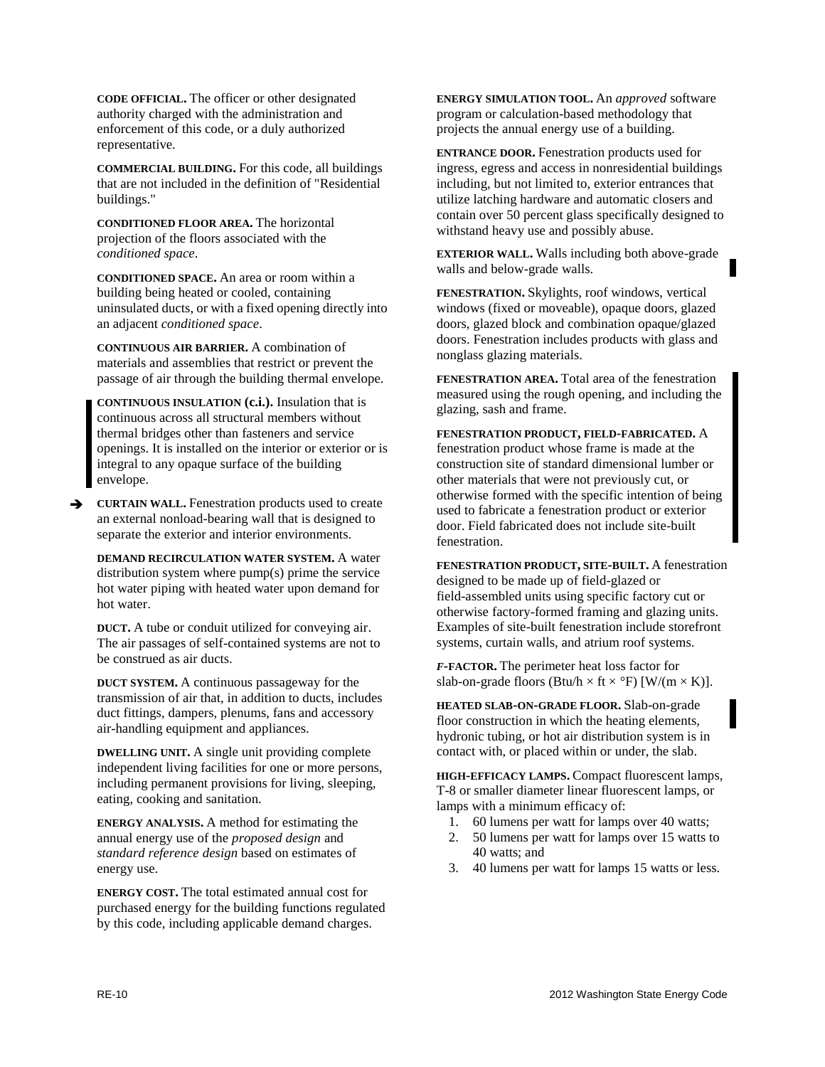**CODE OFFICIAL.** The officer or other designated authority charged with the administration and enforcement of this code, or a duly authorized representative.

**COMMERCIAL BUILDING.** For this code, all buildings that are not included in the definition of "Residential buildings."

**CONDITIONED FLOOR AREA.** The horizontal projection of the floors associated with the *conditioned space*.

**CONDITIONED SPACE.** An area or room within a building being heated or cooled, containing uninsulated ducts, or with a fixed opening directly into an adjacent *conditioned space*.

**CONTINUOUS AIR BARRIER.** A combination of materials and assemblies that restrict or prevent the passage of air through the building thermal envelope.

**CONTINUOUS INSULATION (c.i.).** Insulation that is continuous across all structural members without thermal bridges other than fasteners and service openings. It is installed on the interior or exterior or is integral to any opaque surface of the building envelope.

➔ **CURTAIN WALL.** Fenestration products used to create an external nonload-bearing wall that is designed to separate the exterior and interior environments.

**DEMAND RECIRCULATION WATER SYSTEM.** A water distribution system where pump(s) prime the service hot water piping with heated water upon demand for hot water.

**DUCT.** A tube or conduit utilized for conveying air. The air passages of self-contained systems are not to be construed as air ducts.

**DUCT SYSTEM.** A continuous passageway for the transmission of air that, in addition to ducts, includes duct fittings, dampers, plenums, fans and accessory air-handling equipment and appliances.

**DWELLING UNIT.** A single unit providing complete independent living facilities for one or more persons, including permanent provisions for living, sleeping, eating, cooking and sanitation.

**ENERGY ANALYSIS.** A method for estimating the annual energy use of the *proposed design* and *standard reference design* based on estimates of energy use.

**ENERGY COST.** The total estimated annual cost for purchased energy for the building functions regulated by this code, including applicable demand charges.

**ENERGY SIMULATION TOOL.** An *approved* software program or calculation-based methodology that projects the annual energy use of a building.

**ENTRANCE DOOR.** Fenestration products used for ingress, egress and access in nonresidential buildings including, but not limited to, exterior entrances that utilize latching hardware and automatic closers and contain over 50 percent glass specifically designed to withstand heavy use and possibly abuse.

**EXTERIOR WALL.** Walls including both above-grade walls and below-grade walls.

**FENESTRATION.** Skylights, roof windows, vertical windows (fixed or moveable), opaque doors, glazed doors, glazed block and combination opaque/glazed doors. Fenestration includes products with glass and nonglass glazing materials.

**FENESTRATION AREA.** Total area of the fenestration measured using the rough opening, and including the glazing, sash and frame.

**FENESTRATION PRODUCT, FIELD-FABRICATED.** A fenestration product whose frame is made at the construction site of standard dimensional lumber or other materials that were not previously cut, or otherwise formed with the specific intention of being used to fabricate a fenestration product or exterior door. Field fabricated does not include site-built fenestration.

**FENESTRATION PRODUCT, SITE-BUILT.** A fenestration designed to be made up of field-glazed or field-assembled units using specific factory cut or otherwise factory-formed framing and glazing units. Examples of site-built fenestration include storefront systems, curtain walls, and atrium roof systems.

***F*-FACTOR.** The perimeter heat loss factor for slab-on-grade floors (Btu/h × ft × °F) [W/(m × K)].

**HEATED SLAB-ON-GRADE FLOOR.** Slab-on-grade floor construction in which the heating elements, hydronic tubing, or hot air distribution system is in contact with, or placed within or under, the slab.

**HIGH-EFFICACY LAMPS.** Compact fluorescent lamps, T-8 or smaller diameter linear fluorescent lamps, or lamps with a minimum efficacy of:

1. 60 lumens per watt for lamps over 40 watts;
2. 50 lumens per watt for lamps over 15 watts to 40 watts; and
3. 40 lumens per watt for lamps 15 watts or less.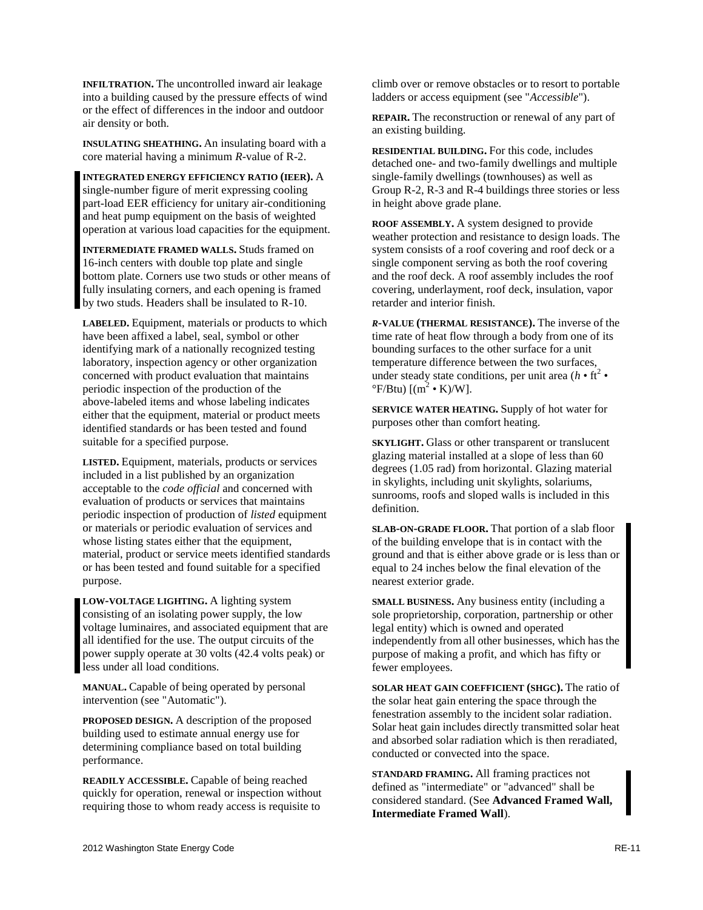**INFILTRATION.** The uncontrolled inward air leakage into a building caused by the pressure effects of wind or the effect of differences in the indoor and outdoor air density or both.

**INSULATING SHEATHING.** An insulating board with a core material having a minimum *R*-value of R-2.

**INTEGRATED ENERGY EFFICIENCY RATIO (IEER).** A single-number figure of merit expressing cooling part-load EER efficiency for unitary air-conditioning and heat pump equipment on the basis of weighted operation at various load capacities for the equipment.

**INTERMEDIATE FRAMED WALLS.** Studs framed on 16-inch centers with double top plate and single bottom plate. Corners use two studs or other means of fully insulating corners, and each opening is framed by two studs. Headers shall be insulated to R-10.

**LABELED.** Equipment, materials or products to which have been affixed a label, seal, symbol or other identifying mark of a nationally recognized testing laboratory, inspection agency or other organization concerned with product evaluation that maintains periodic inspection of the production of the above-labeled items and whose labeling indicates either that the equipment, material or product meets identified standards or has been tested and found suitable for a specified purpose.

**LISTED.** Equipment, materials, products or services included in a list published by an organization acceptable to the *code official* and concerned with evaluation of products or services that maintains periodic inspection of production of *listed* equipment or materials or periodic evaluation of services and whose listing states either that the equipment, material, product or service meets identified standards or has been tested and found suitable for a specified purpose.

**LOW-VOLTAGE LIGHTING.** A lighting system consisting of an isolating power supply, the low voltage luminaires, and associated equipment that are all identified for the use. The output circuits of the power supply operate at 30 volts (42.4 volts peak) or less under all load conditions.

**MANUAL.** Capable of being operated by personal intervention (see "Automatic").

**PROPOSED DESIGN.** A description of the proposed building used to estimate annual energy use for determining compliance based on total building performance.

**READILY ACCESSIBLE.** Capable of being reached quickly for operation, renewal or inspection without requiring those to whom ready access is requisite to climb over or remove obstacles or to resort to portable ladders or access equipment (see "*Accessible*").

**REPAIR.** The reconstruction or renewal of any part of an existing building.

**RESIDENTIAL BUILDING.** For this code, includes detached one- and two-family dwellings and multiple single-family dwellings (townhouses) as well as Group R-2, R-3 and R-4 buildings three stories or less in height above grade plane.

**ROOF ASSEMBLY.** A system designed to provide weather protection and resistance to design loads. The system consists of a roof covering and roof deck or a single component serving as both the roof covering and the roof deck. A roof assembly includes the roof covering, underlayment, roof deck, insulation, vapor retarder and interior finish.

***R*-VALUE (THERMAL RESISTANCE).** The inverse of the time rate of heat flow through a body from one of its bounding surfaces to the other surface for a unit temperature difference between the two surfaces, under steady state conditions, per unit area ($h \cdot ft^2 \cdot °F/Btu$) [$(m^2 \cdot K)/W$].

**SERVICE WATER HEATING.** Supply of hot water for purposes other than comfort heating.

**SKYLIGHT.** Glass or other transparent or translucent glazing material installed at a slope of less than 60 degrees (1.05 rad) from horizontal. Glazing material in skylights, including unit skylights, solariums, sunrooms, roofs and sloped walls is included in this definition.

**SLAB-ON-GRADE FLOOR.** That portion of a slab floor of the building envelope that is in contact with the ground and that is either above grade or is less than or equal to 24 inches below the final elevation of the nearest exterior grade.

**SMALL BUSINESS.** Any business entity (including a sole proprietorship, corporation, partnership or other legal entity) which is owned and operated independently from all other businesses, which has the purpose of making a profit, and which has fifty or fewer employees.

**SOLAR HEAT GAIN COEFFICIENT (SHGC).** The ratio of the solar heat gain entering the space through the fenestration assembly to the incident solar radiation. Solar heat gain includes directly transmitted solar heat and absorbed solar radiation which is then reradiated, conducted or convected into the space.

**STANDARD FRAMING.** All framing practices not defined as "intermediate" or "advanced" shall be considered standard. (See **Advanced Framed Wall, Intermediate Framed Wall**).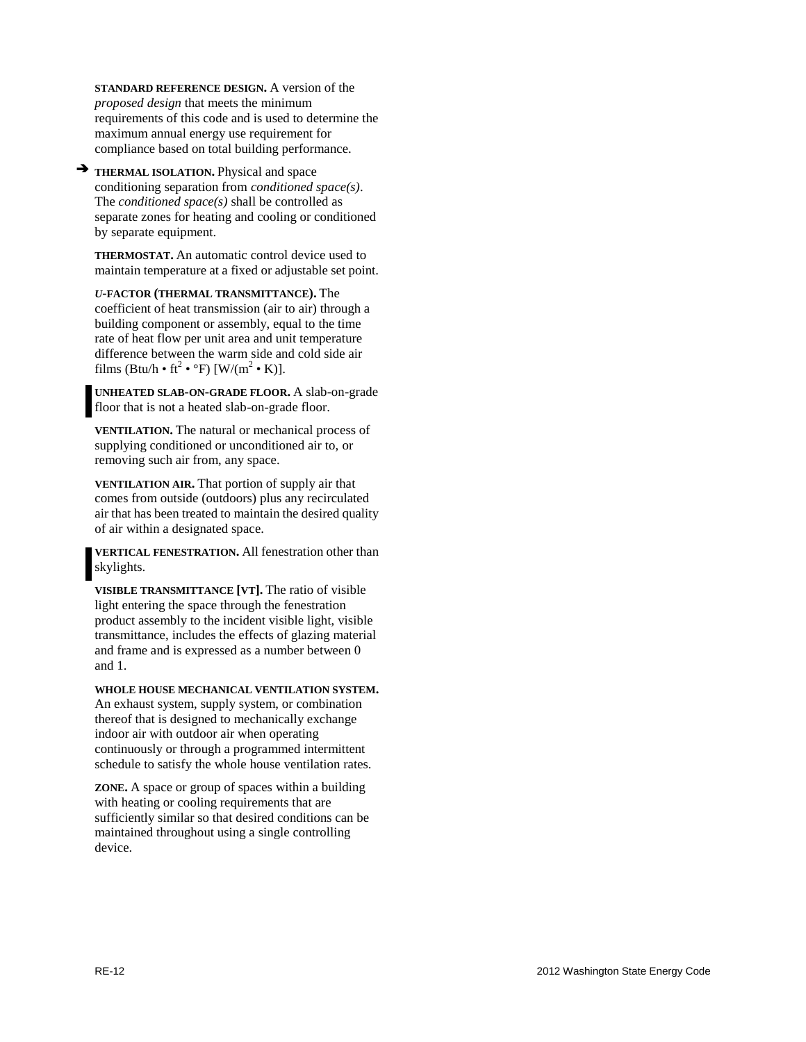**STANDARD REFERENCE DESIGN.** A version of the *proposed design* that meets the minimum requirements of this code and is used to determine the maximum annual energy use requirement for compliance based on total building performance.

**THERMAL ISOLATION.** Physical and space conditioning separation from *conditioned space(s)*. The *conditioned space(s)* shall be controlled as separate zones for heating and cooling or conditioned by separate equipment.

**THERMOSTAT.** An automatic control device used to maintain temperature at a fixed or adjustable set point.

***U*-FACTOR (THERMAL TRANSMITTANCE).** The coefficient of heat transmission (air to air) through a building component or assembly, equal to the time rate of heat flow per unit area and unit temperature difference between the warm side and cold side air films (Btu/h • $ft^2$ • °F) [W/($m^2$ • K)].

**UNHEATED SLAB-ON-GRADE FLOOR.** A slab-on-grade floor that is not a heated slab-on-grade floor.

**VENTILATION.** The natural or mechanical process of supplying conditioned or unconditioned air to, or removing such air from, any space.

**VENTILATION AIR.** That portion of supply air that comes from outside (outdoors) plus any recirculated air that has been treated to maintain the desired quality of air within a designated space.

**VERTICAL FENESTRATION.** All fenestration other than skylights.

**VISIBLE TRANSMITTANCE [VT].** The ratio of visible light entering the space through the fenestration product assembly to the incident visible light, visible transmittance, includes the effects of glazing material and frame and is expressed as a number between 0 and 1.

**WHOLE HOUSE MECHANICAL VENTILATION SYSTEM.** An exhaust system, supply system, or combination thereof that is designed to mechanically exchange indoor air with outdoor air when operating continuously or through a programmed intermittent schedule to satisfy the whole house ventilation rates.

**ZONE.** A space or group of spaces within a building with heating or cooling requirements that are sufficiently similar so that desired conditions can be maintained throughout using a single controlling device.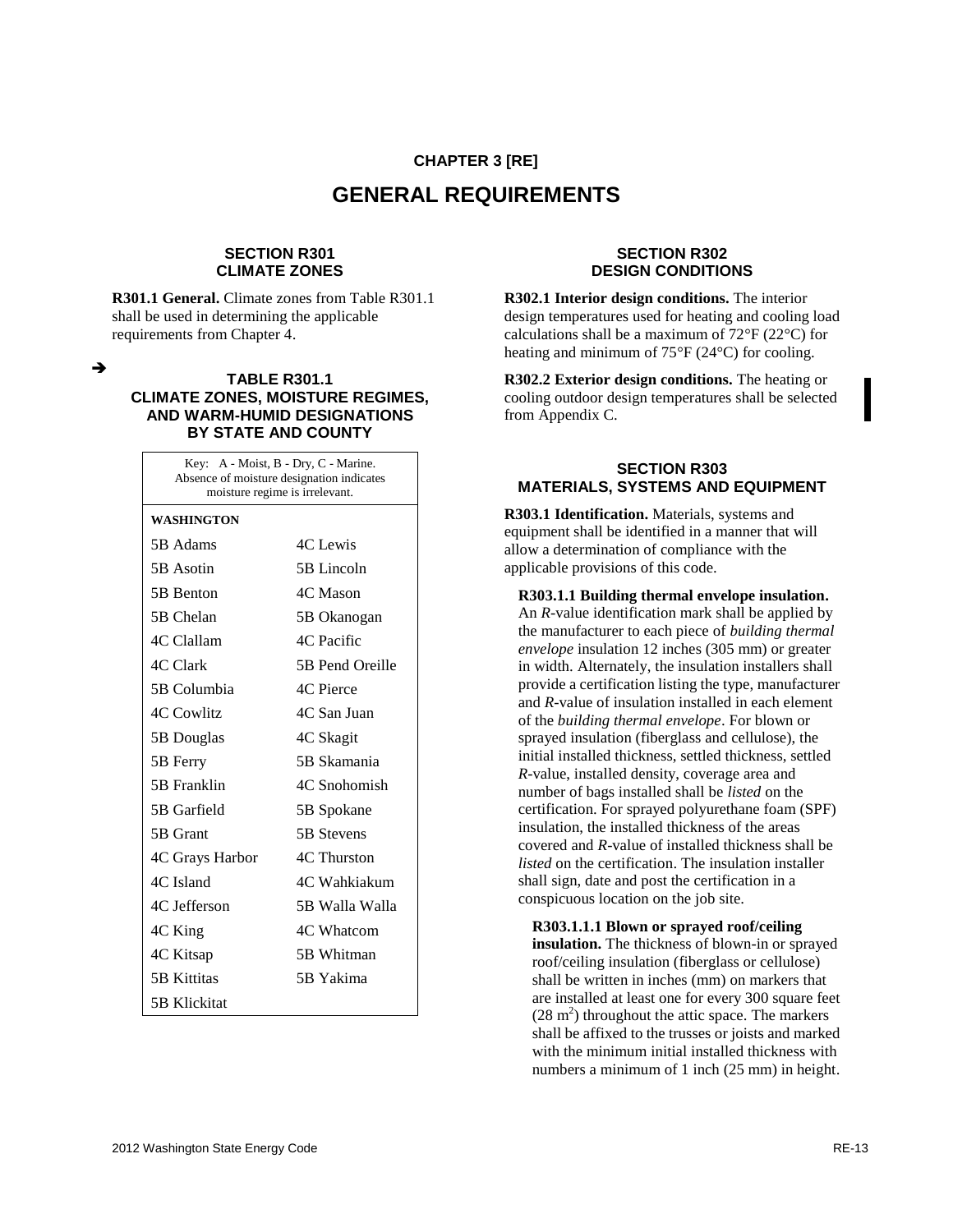# CHAPTER 3 [RE]

# GENERAL REQUIREMENTS

## SECTION R301 CLIMATE ZONES

**R301.1 General.** Climate zones from Table R301.1 shall be used in determining the applicable requirements from Chapter 4.

### TABLE R301.1 CLIMATE ZONES, MOISTURE REGIMES, AND WARM-HUMID DESIGNATIONS BY STATE AND COUNTY

Key: A - Moist, B - Dry, C - Marine. Absence of moisture designation indicates moisture regime is irrelevant.

| WASHINGTON | |
|---|---|
| 5B Adams | 4C Lewis |
| 5B Asotin | 5B Lincoln |
| 5B Benton | 4C Mason |
| 5B Chelan | 5B Okanogan |
| 4C Clallam | 4C Pacific |
| 4C Clark | 5B Pend Oreille |
| 5B Columbia | 4C Pierce |
| 4C Cowlitz | 4C San Juan |
| 5B Douglas | 4C Skagit |
| 5B Ferry | 5B Skamania |
| 5B Franklin | 4C Snohomish |
| 5B Garfield | 5B Spokane |
| 5B Grant | 5B Stevens |
| 4C Grays Harbor | 4C Thurston |
| 4C Island | 4C Wahkiakum |
| 4C Jefferson | 5B Walla Walla |
| 4C King | 4C Whatcom |
| 4C Kitsap | 5B Whitman |
| 5B Kittitas | 5B Yakima |
| 5B Klickitat | |

## SECTION R302 DESIGN CONDITIONS

**R302.1 Interior design conditions.** The interior design temperatures used for heating and cooling load calculations shall be a maximum of 72°F (22°C) for heating and minimum of 75°F (24°C) for cooling.

**R302.2 Exterior design conditions.** The heating or cooling outdoor design temperatures shall be selected from Appendix C.

## SECTION R303 MATERIALS, SYSTEMS AND EQUIPMENT

**R303.1 Identification.** Materials, systems and equipment shall be identified in a manner that will allow a determination of compliance with the applicable provisions of this code.

**R303.1.1 Building thermal envelope insulation.** An *R*-value identification mark shall be applied by the manufacturer to each piece of *building thermal envelope* insulation 12 inches (305 mm) or greater in width. Alternately, the insulation installers shall provide a certification listing the type, manufacturer and *R*-value of insulation installed in each element of the *building thermal envelope*. For blown or sprayed insulation (fiberglass and cellulose), the initial installed thickness, settled thickness, settled *R*-value, installed density, coverage area and number of bags installed shall be *listed* on the certification. For sprayed polyurethane foam (SPF) insulation, the installed thickness of the areas covered and *R*-value of installed thickness shall be *listed* on the certification. The insulation installer shall sign, date and post the certification in a conspicuous location on the job site.

**R303.1.1.1 Blown or sprayed roof/ceiling insulation.** The thickness of blown-in or sprayed roof/ceiling insulation (fiberglass or cellulose) shall be written in inches (mm) on markers that are installed at least one for every 300 square feet ($28 \text{ m}^2$) throughout the attic space. The markers shall be affixed to the trusses or joists and marked with the minimum initial installed thickness with numbers a minimum of 1 inch (25 mm) in height.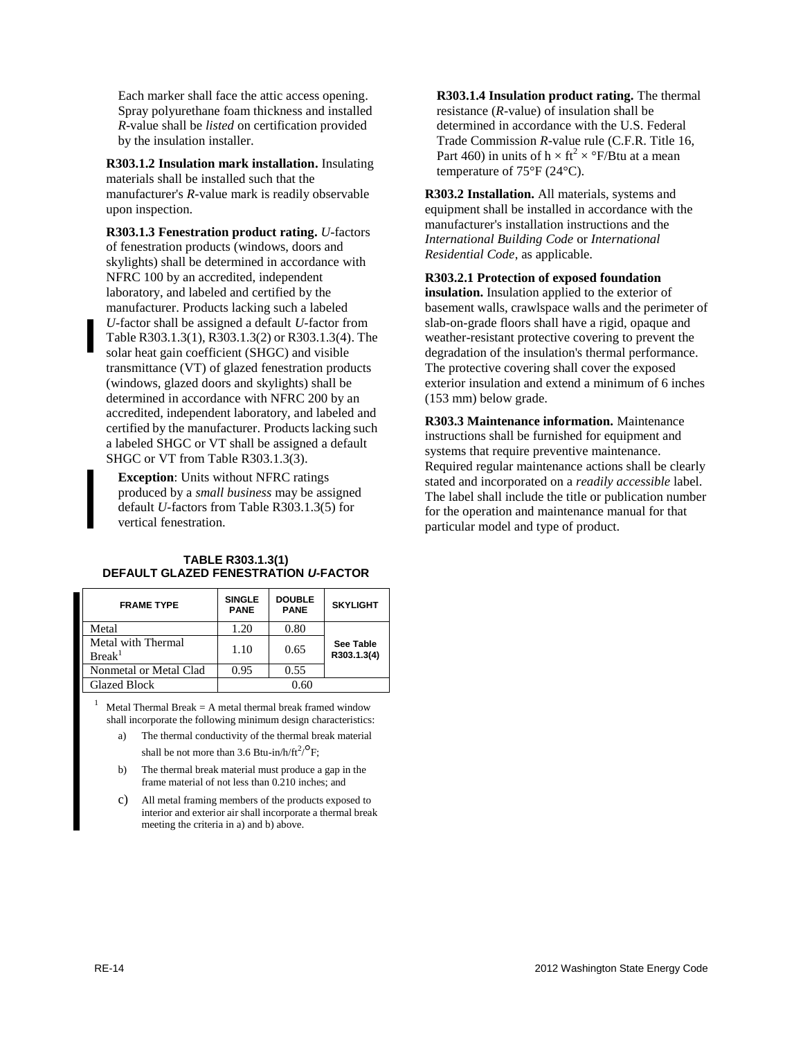Each marker shall face the attic access opening. Spray polyurethane foam thickness and installed *R*-value shall be *listed* on certification provided by the insulation installer.

**R303.1.2 Insulation mark installation.** Insulating materials shall be installed such that the manufacturer's *R*-value mark is readily observable upon inspection.

**R303.1.3 Fenestration product rating.** *U*-factors of fenestration products (windows, doors and skylights) shall be determined in accordance with NFRC 100 by an accredited, independent laboratory, and labeled and certified by the manufacturer. Products lacking such a labeled *U*-factor shall be assigned a default *U*-factor from Table R303.1.3(1), R303.1.3(2) or R303.1.3(4). The solar heat gain coefficient (SHGC) and visible transmittance (VT) of glazed fenestration products (windows, glazed doors and skylights) shall be determined in accordance with NFRC 200 by an accredited, independent laboratory, and labeled and certified by the manufacturer. Products lacking such a labeled SHGC or VT shall be assigned a default SHGC or VT from Table R303.1.3(3).

**Exception**: Units without NFRC ratings produced by a *small business* may be assigned default *U*-factors from Table R303.1.3(5) for vertical fenestration.

**TABLE R303.1.3(1)**
**DEFAULT GLAZED FENESTRATION *U*-FACTOR**

| FRAME TYPE | SINGLE PANE | DOUBLE PANE | SKYLIGHT |
|---|---|---|---|
| Metal | 1.20 | 0.80 | See Table R303.1.3(4) |
| Metal with Thermal Break[1] | 1.10 | 0.65 | |
| Nonmetal or Metal Clad | 0.95 | 0.55 | |
| Glazed Block | 0.60 | | |

[1] Metal Thermal Break = A metal thermal break framed window shall incorporate the following minimum design characteristics:

a) The thermal conductivity of the thermal break material shall be not more than 3.6 Btu-in/h/ft²/°F;

b) The thermal break material must produce a gap in the frame material of not less than 0.210 inches; and

c) All metal framing members of the products exposed to interior and exterior air shall incorporate a thermal break meeting the criteria in a) and b) above.

**R303.1.4 Insulation product rating.** The thermal resistance (*R*-value) of insulation shall be determined in accordance with the U.S. Federal Trade Commission *R*-value rule (C.F.R. Title 16, Part 460) in units of $h \times ft^2 \times °F/Btu$ at a mean temperature of 75°F (24°C).

**R303.2 Installation.** All materials, systems and equipment shall be installed in accordance with the manufacturer's installation instructions and the *International Building Code* or *International Residential Code*, as applicable.

**R303.2.1 Protection of exposed foundation insulation.** Insulation applied to the exterior of basement walls, crawlspace walls and the perimeter of slab-on-grade floors shall have a rigid, opaque and weather-resistant protective covering to prevent the degradation of the insulation's thermal performance. The protective covering shall cover the exposed exterior insulation and extend a minimum of 6 inches (153 mm) below grade.

**R303.3 Maintenance information.** Maintenance instructions shall be furnished for equipment and systems that require preventive maintenance. Required regular maintenance actions shall be clearly stated and incorporated on a *readily accessible* label. The label shall include the title or publication number for the operation and maintenance manual for that particular model and type of product.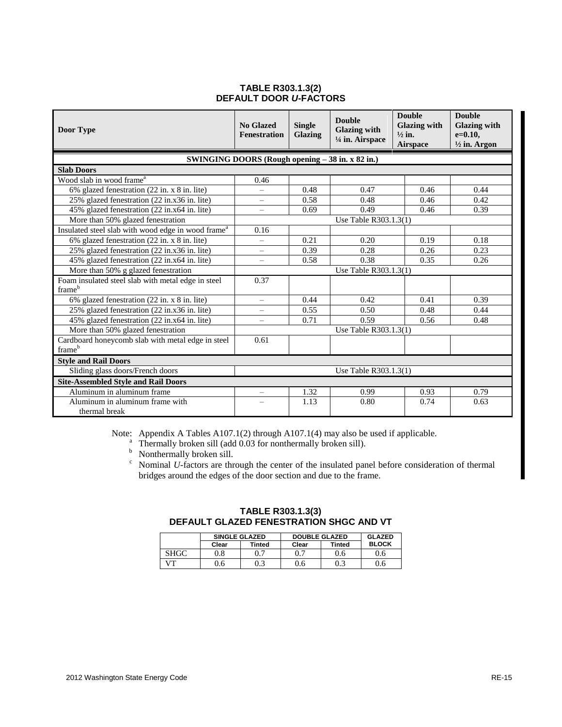## TABLE R303.1.3(2) DEFAULT DOOR *U*-FACTORS

| Door Type | No Glazed Fenestration | Single Glazing | Double Glazing with ¼ in. Airspace | Double Glazing with ½ in. Airspace | Double Glazing with e=0.10, ½ in. Argon |
|---|---|---|---|---|---|
| **SWINGING DOORS (Rough opening – 38 in. x 82 in.)** | | | | | |
| **Slab Doors** | | | | | |
| Wood slab in wood frame[a] | 0.46 | | | | |
| 6% glazed fenestration (22 in. x 8 in. lite) | – | 0.48 | 0.47 | 0.46 | 0.44 |
| 25% glazed fenestration (22 in.x36 in. lite) | – | 0.58 | 0.48 | 0.46 | 0.42 |
| 45% glazed fenestration (22 in.x64 in. lite) | – | 0.69 | 0.49 | 0.46 | 0.39 |
| More than 50% glazed fenestration | Use Table R303.1.3(1) | | | | |
| Insulated steel slab with wood edge in wood frame[a] | 0.16 | | | | |
| 6% glazed fenestration (22 in. x 8 in. lite) | – | 0.21 | 0.20 | 0.19 | 0.18 |
| 25% glazed fenestration (22 in.x36 in. lite) | – | 0.39 | 0.28 | 0.26 | 0.23 |
| 45% glazed fenestration (22 in.x64 in. lite) | – | 0.58 | 0.38 | 0.35 | 0.26 |
| More than 50% g glazed fenestration | Use Table R303.1.3(1) | | | | |
| Foam insulated steel slab with metal edge in steel frame[b] | 0.37 | | | | |
| 6% glazed fenestration (22 in. x 8 in. lite) | – | 0.44 | 0.42 | 0.41 | 0.39 |
| 25% glazed fenestration (22 in.x36 in. lite) | – | 0.55 | 0.50 | 0.48 | 0.44 |
| 45% glazed fenestration (22 in.x64 in. lite) | – | 0.71 | 0.59 | 0.56 | 0.48 |
| More than 50% glazed fenestration | Use Table R303.1.3(1) | | | | |
| Cardboard honeycomb slab with metal edge in steel frame[b] | 0.61 | | | | |
| **Style and Rail Doors** | | | | | |
| Sliding glass doors/French doors | Use Table R303.1.3(1) | | | | |
| **Site-Assembled Style and Rail Doors** | | | | | |
| Aluminum in aluminum frame | – | 1.32 | 0.99 | 0.93 | 0.79 |
| Aluminum in aluminum frame with thermal break | – | 1.13 | 0.80 | 0.74 | 0.63 |

Note: Appendix A Tables A107.1(2) through A107.1(4) may also be used if applicable.

[a] Thermally broken sill (add 0.03 for nonthermally broken sill).

[b] Nonthermally broken sill.

[c] Nominal *U*-factors are through the center of the insulated panel before consideration of thermal bridges around the edges of the door section and due to the frame.

## TABLE R303.1.3(3) DEFAULT GLAZED FENESTRATION SHGC AND VT

| | SINGLE GLAZED | | DOUBLE GLAZED | | GLAZED BLOCK |
|---|---|---|---|---|---|
| | Clear | Tinted | Clear | Tinted | |
| SHGC | 0.8 | 0.7 | 0.7 | 0.6 | 0.6 |
| VT | 0.6 | 0.3 | 0.6 | 0.3 | 0.6 |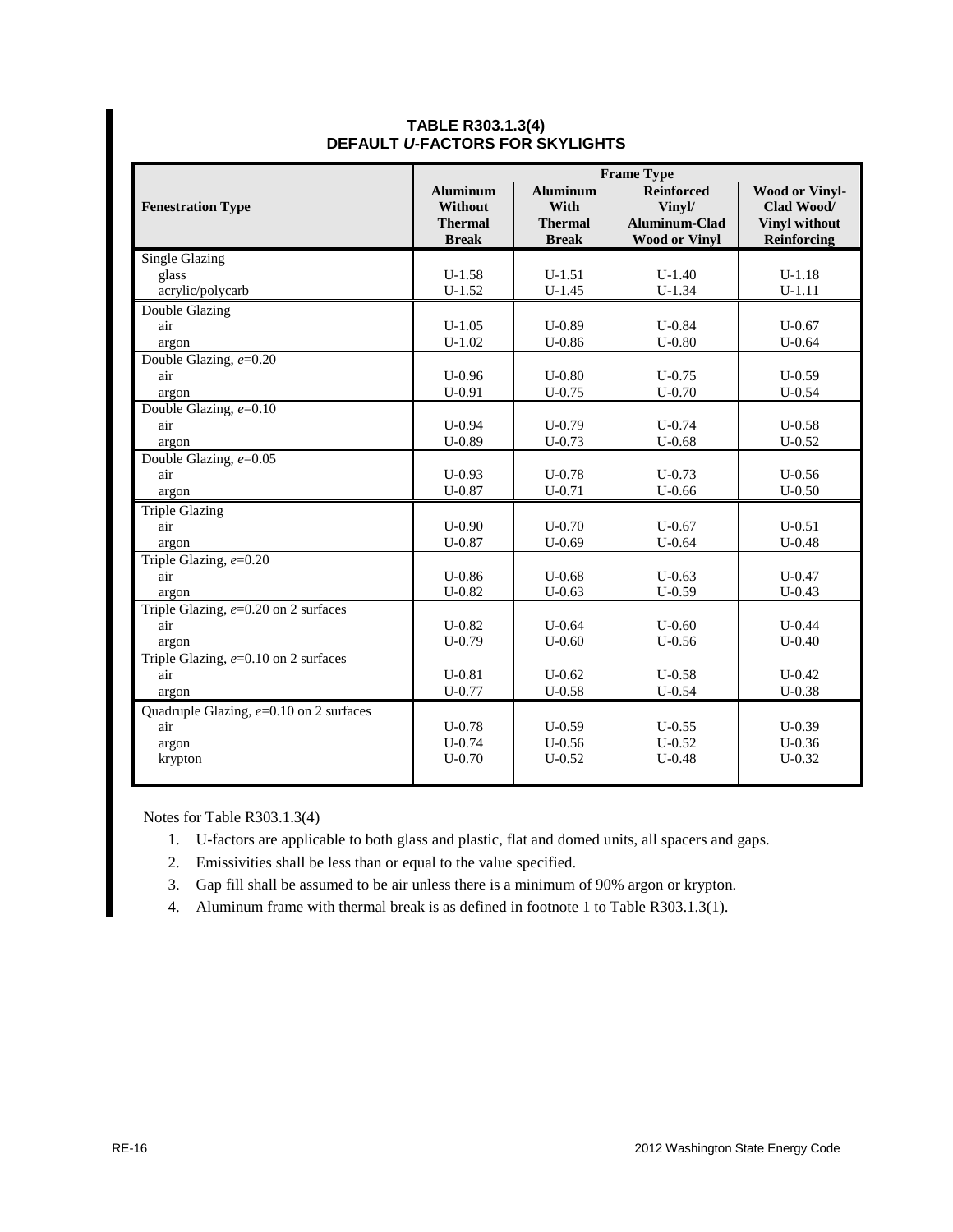**TABLE R303.1.3(4)**
**DEFAULT *U*-FACTORS FOR SKYLIGHTS**

| Fenestration Type | Frame Type | | | |
|---|---|---|---|---|
| | **Aluminum Without Thermal Break** | **Aluminum With Thermal Break** | **Reinforced Vinyl/ Aluminum-Clad Wood or Vinyl** | **Wood or Vinyl-Clad Wood/ Vinyl without Reinforcing** |
| Single Glazing | | | | |
| glass | U-1.58 | U-1.51 | U-1.40 | U-1.18 |
| acrylic/polycarb | U-1.52 | U-1.45 | U-1.34 | U-1.11 |
| Double Glazing | | | | |
| air | U-1.05 | U-0.89 | U-0.84 | U-0.67 |
| argon | U-1.02 | U-0.86 | U-0.80 | U-0.64 |
| Double Glazing, *e*=0.20 | | | | |
| air | U-0.96 | U-0.80 | U-0.75 | U-0.59 |
| argon | U-0.91 | U-0.75 | U-0.70 | U-0.54 |
| Double Glazing, *e*=0.10 | | | | |
| air | U-0.94 | U-0.79 | U-0.74 | U-0.58 |
| argon | U-0.89 | U-0.73 | U-0.68 | U-0.52 |
| Double Glazing, *e*=0.05 | | | | |
| air | U-0.93 | U-0.78 | U-0.73 | U-0.56 |
| argon | U-0.87 | U-0.71 | U-0.66 | U-0.50 |
| Triple Glazing | | | | |
| air | U-0.90 | U-0.70 | U-0.67 | U-0.51 |
| argon | U-0.87 | U-0.69 | U-0.64 | U-0.48 |
| Triple Glazing, *e*=0.20 | | | | |
| air | U-0.86 | U-0.68 | U-0.63 | U-0.47 |
| argon | U-0.82 | U-0.63 | U-0.59 | U-0.43 |
| Triple Glazing, *e*=0.20 on 2 surfaces | | | | |
| air | U-0.82 | U-0.64 | U-0.60 | U-0.44 |
| argon | U-0.79 | U-0.60 | U-0.56 | U-0.40 |
| Triple Glazing, *e*=0.10 on 2 surfaces | | | | |
| air | U-0.81 | U-0.62 | U-0.58 | U-0.42 |
| argon | U-0.77 | U-0.58 | U-0.54 | U-0.38 |
| Quadruple Glazing, *e*=0.10 on 2 surfaces | | | | |
| air | U-0.78 | U-0.59 | U-0.55 | U-0.39 |
| argon | U-0.74 | U-0.56 | U-0.52 | U-0.36 |
| krypton | U-0.70 | U-0.52 | U-0.48 | U-0.32 |

Notes for Table R303.1.3(4)

1. U-factors are applicable to both glass and plastic, flat and domed units, all spacers and gaps.
2. Emissivities shall be less than or equal to the value specified.
3. Gap fill shall be assumed to be air unless there is a minimum of 90% argon or krypton.
4. Aluminum frame with thermal break is as defined in footnote 1 to Table R303.1.3(1).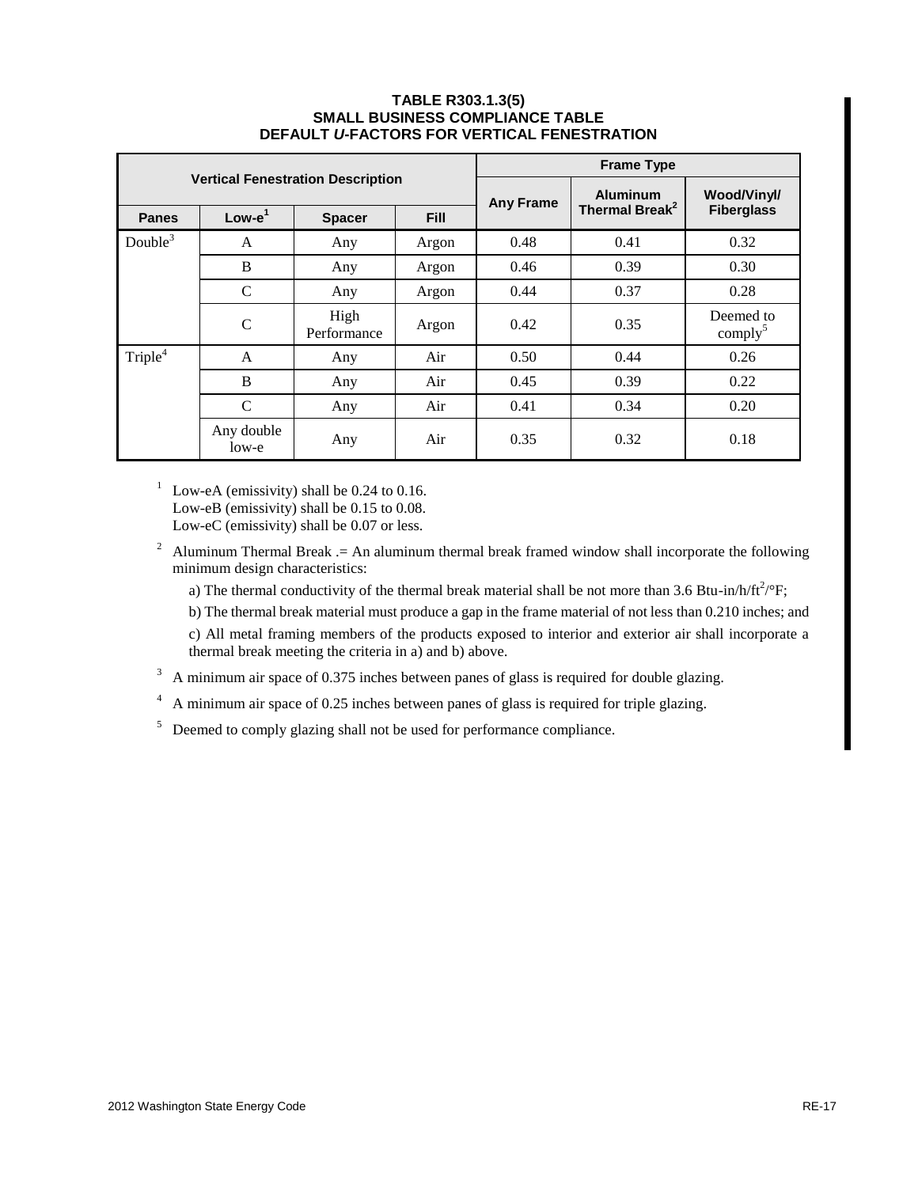**TABLE R303.1.3(5)**
**SMALL BUSINESS COMPLIANCE TABLE**
**DEFAULT *U*-FACTORS FOR VERTICAL FENESTRATION**

| Vertical Fenestration Description | | | | Frame Type | | |
|---|---|---|---|---|---|---|
| | | | | Any Frame | Aluminum Thermal Break[2] | Wood/Vinyl/ Fiberglass |
| **Panes** | **Low-e[1]** | **Spacer** | **Fill** | | | |
| Double[3] | A | Any | Argon | 0.48 | 0.41 | 0.32 |
| | B | Any | Argon | 0.46 | 0.39 | 0.30 |
| | C | Any | Argon | 0.44 | 0.37 | 0.28 |
| | C | High Performance | Argon | 0.42 | 0.35 | Deemed to comply[5] |
| Triple[4] | A | Any | Air | 0.50 | 0.44 | 0.26 |
| | B | Any | Air | 0.45 | 0.39 | 0.22 |
| | C | Any | Air | 0.41 | 0.34 | 0.20 |
| | Any double low-e | Any | Air | 0.35 | 0.32 | 0.18 |

[1] Low-eA (emissivity) shall be 0.24 to 0.16.
Low-eB (emissivity) shall be 0.15 to 0.08.
Low-eC (emissivity) shall be 0.07 or less.

[2] Aluminum Thermal Break .= An aluminum thermal break framed window shall incorporate the following minimum design characteristics:

a) The thermal conductivity of the thermal break material shall be not more than 3.6 Btu-in/h/ft$^2$/°F;

b) The thermal break material must produce a gap in the frame material of not less than 0.210 inches; and

c) All metal framing members of the products exposed to interior and exterior air shall incorporate a thermal break meeting the criteria in a) and b) above.

[3] A minimum air space of 0.375 inches between panes of glass is required for double glazing.

[4] A minimum air space of 0.25 inches between panes of glass is required for triple glazing.

[5] Deemed to comply glazing shall not be used for performance compliance.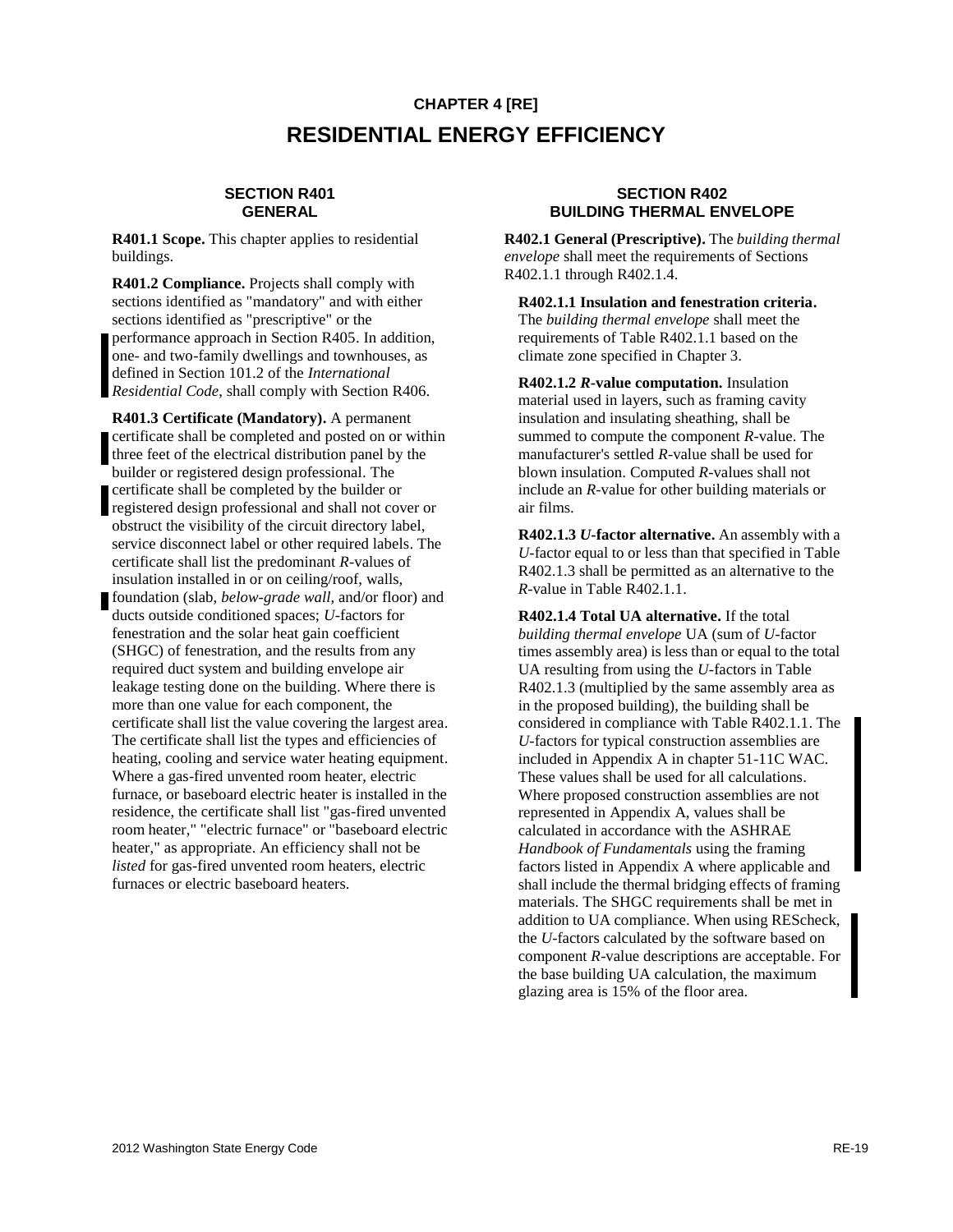## CHAPTER 4 [RE]

# RESIDENTIAL ENERGY EFFICIENCY

### SECTION R401 GENERAL

**R401.1 Scope.** This chapter applies to residential buildings.

**R401.2 Compliance.** Projects shall comply with sections identified as "mandatory" and with either sections identified as "prescriptive" or the performance approach in Section R405. In addition, one- and two-family dwellings and townhouses, as defined in Section 101.2 of the *International Residential Code*, shall comply with Section R406.

**R401.3 Certificate (Mandatory).** A permanent certificate shall be completed and posted on or within three feet of the electrical distribution panel by the builder or registered design professional. The certificate shall be completed by the builder or registered design professional and shall not cover or obstruct the visibility of the circuit directory label, service disconnect label or other required labels. The certificate shall list the predominant *R*-values of insulation installed in or on ceiling/roof, walls, foundation (slab, *below-grade wall*, and/or floor) and ducts outside conditioned spaces; *U*-factors for fenestration and the solar heat gain coefficient (SHGC) of fenestration, and the results from any required duct system and building envelope air leakage testing done on the building. Where there is more than one value for each component, the certificate shall list the value covering the largest area. The certificate shall list the types and efficiencies of heating, cooling and service water heating equipment. Where a gas-fired unvented room heater, electric furnace, or baseboard electric heater is installed in the residence, the certificate shall list "gas-fired unvented room heater," "electric furnace" or "baseboard electric heater," as appropriate. An efficiency shall not be *listed* for gas-fired unvented room heaters, electric furnaces or electric baseboard heaters.

### SECTION R402 BUILDING THERMAL ENVELOPE

**R402.1 General (Prescriptive).** The *building thermal envelope* shall meet the requirements of Sections R402.1.1 through R402.1.4.

**R402.1.1 Insulation and fenestration criteria.** The *building thermal envelope* shall meet the requirements of Table R402.1.1 based on the climate zone specified in Chapter 3.

**R402.1.2 *R*-value computation.** Insulation material used in layers, such as framing cavity insulation and insulating sheathing, shall be summed to compute the component *R*-value. The manufacturer's settled *R*-value shall be used for blown insulation. Computed *R*-values shall not include an *R*-value for other building materials or air films.

**R402.1.3 *U*-factor alternative.** An assembly with a *U*-factor equal to or less than that specified in Table R402.1.3 shall be permitted as an alternative to the *R*-value in Table R402.1.1.

**R402.1.4 Total UA alternative.** If the total *building thermal envelope* UA (sum of *U*-factor times assembly area) is less than or equal to the total UA resulting from using the *U*-factors in Table R402.1.3 (multiplied by the same assembly area as in the proposed building), the building shall be considered in compliance with Table R402.1.1. The *U*-factors for typical construction assemblies are included in Appendix A in chapter 51-11C WAC. These values shall be used for all calculations. Where proposed construction assemblies are not represented in Appendix A, values shall be calculated in accordance with the ASHRAE *Handbook of Fundamentals* using the framing factors listed in Appendix A where applicable and shall include the thermal bridging effects of framing materials. The SHGC requirements shall be met in addition to UA compliance. When using REScheck, the *U*-factors calculated by the software based on component *R*-value descriptions are acceptable. For the base building UA calculation, the maximum glazing area is 15% of the floor area.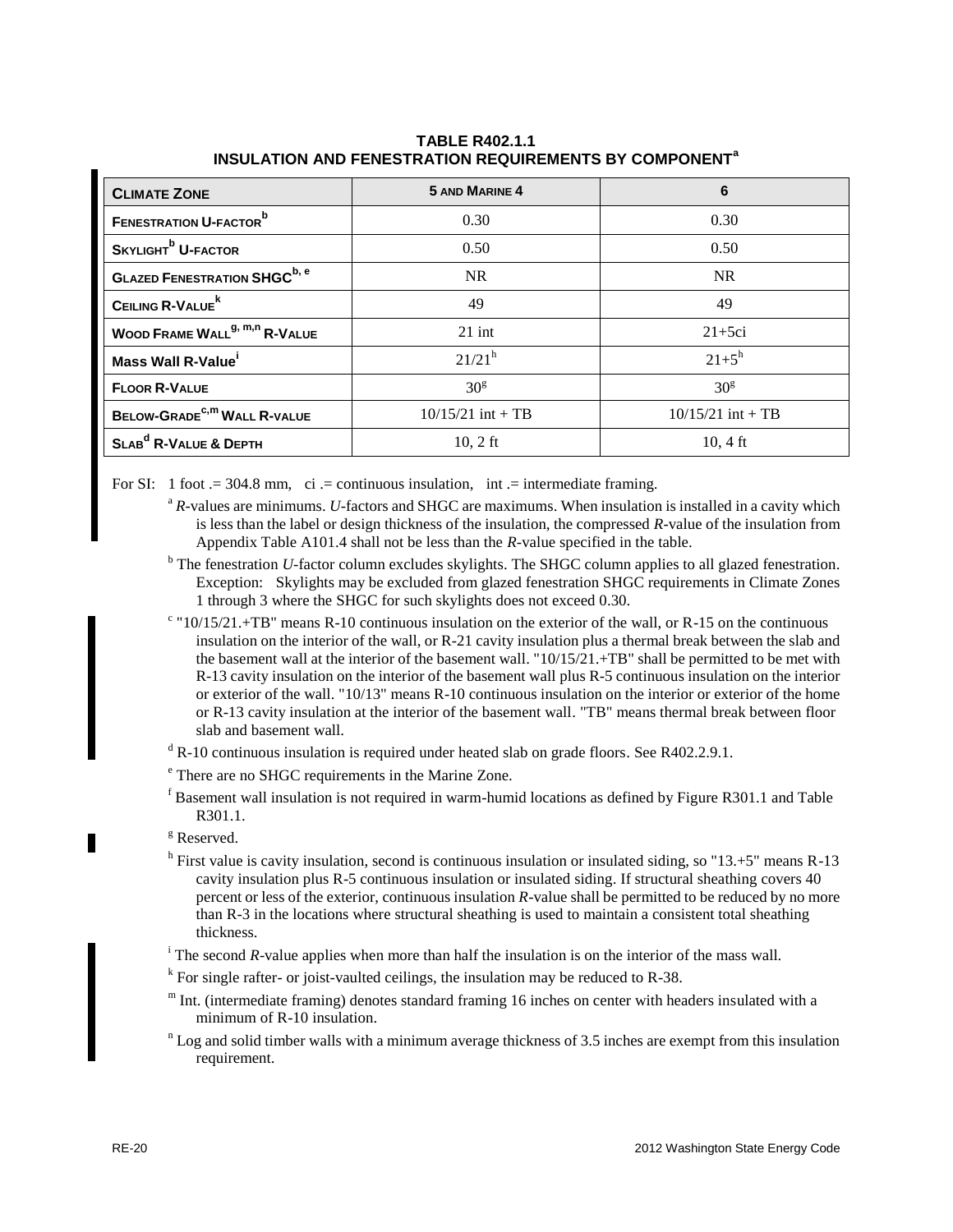**TABLE R402.1.1**
**INSULATION AND FENESTRATION REQUIREMENTS BY COMPONENT[a]**

| CLIMATE ZONE | 5 AND MARINE 4 | 6 |
|---|---|---|
| FENESTRATION U-FACTOR[b] | 0.30 | 0.30 |
| SKYLIGHT[b] U-FACTOR | 0.50 | 0.50 |
| GLAZED FENESTRATION SHGC[b, e] | NR | NR |
| CEILING R-VALUE[k] | 49 | 49 |
| WOOD FRAME WALL[g, m,n] R-VALUE | 21 int | 21+5ci |
| Mass Wall R-Value[i] | 21/21[h] | 21+5[h] |
| FLOOR R-VALUE | 30[g] | 30[g] |
| BELOW-GRADE[c,m] WALL R-VALUE | 10/15/21 int + TB | 10/15/21 int + TB |
| SLAB[d] R-VALUE & DEPTH | 10, 2 ft | 10, 4 ft |

For SI: 1 foot .= 304.8 mm, ci .= continuous insulation, int .= intermediate framing.

[a] *R*-values are minimums. *U*-factors and SHGC are maximums. When insulation is installed in a cavity which is less than the label or design thickness of the insulation, the compressed *R*-value of the insulation from Appendix Table A101.4 shall not be less than the *R*-value specified in the table.

[b] The fenestration *U*-factor column excludes skylights. The SHGC column applies to all glazed fenestration. Exception: Skylights may be excluded from glazed fenestration SHGC requirements in Climate Zones 1 through 3 where the SHGC for such skylights does not exceed 0.30.

[c] "10/15/21.+TB" means R-10 continuous insulation on the exterior of the wall, or R-15 on the continuous insulation on the interior of the wall, or R-21 cavity insulation plus a thermal break between the slab and the basement wall at the interior of the basement wall. "10/15/21.+TB" shall be permitted to be met with R-13 cavity insulation on the interior of the basement wall plus R-5 continuous insulation on the interior or exterior of the wall. "10/13" means R-10 continuous insulation on the interior or exterior of the home or R-13 cavity insulation at the interior of the basement wall. "TB" means thermal break between floor slab and basement wall.

[d] R-10 continuous insulation is required under heated slab on grade floors. See R402.2.9.1.

[e] There are no SHGC requirements in the Marine Zone.

[f] Basement wall insulation is not required in warm-humid locations as defined by Figure R301.1 and Table R301.1.

[g] Reserved.

[h] First value is cavity insulation, second is continuous insulation or insulated siding, so "13.+5" means R-13 cavity insulation plus R-5 continuous insulation or insulated siding. If structural sheathing covers 40 percent or less of the exterior, continuous insulation *R*-value shall be permitted to be reduced by no more than R-3 in the locations where structural sheathing is used to maintain a consistent total sheathing thickness.

[i] The second *R*-value applies when more than half the insulation is on the interior of the mass wall.

[k] For single rafter- or joist-vaulted ceilings, the insulation may be reduced to R-38.

[m] Int. (intermediate framing) denotes standard framing 16 inches on center with headers insulated with a minimum of R-10 insulation.

[n] Log and solid timber walls with a minimum average thickness of 3.5 inches are exempt from this insulation requirement.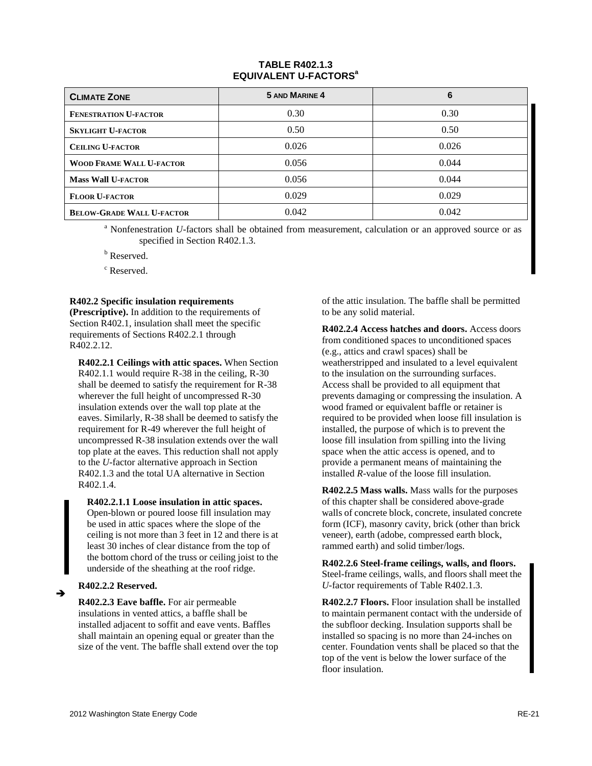**TABLE R402.1.3**
**EQUIVALENT U-FACTORS[a]**

| CLIMATE ZONE | 5 AND MARINE 4 | 6 |
|---|---|---|
| FENESTRATION U-FACTOR | 0.30 | 0.30 |
| SKYLIGHT U-FACTOR | 0.50 | 0.50 |
| CEILING U-FACTOR | 0.026 | 0.026 |
| WOOD FRAME WALL U-FACTOR | 0.056 | 0.044 |
| Mass Wall U-FACTOR | 0.056 | 0.044 |
| FLOOR U-FACTOR | 0.029 | 0.029 |
| BELOW-GRADE WALL U-FACTOR | 0.042 | 0.042 |

[a] Nonfenestration *U*-factors shall be obtained from measurement, calculation or an approved source or as specified in Section R402.1.3.

[b] Reserved.

[c] Reserved.

**R402.2 Specific insulation requirements (Prescriptive).** In addition to the requirements of Section R402.1, insulation shall meet the specific requirements of Sections R402.2.1 through R402.2.12.

**R402.2.1 Ceilings with attic spaces.** When Section R402.1.1 would require R-38 in the ceiling, R-30 shall be deemed to satisfy the requirement for R-38 wherever the full height of uncompressed R-30 insulation extends over the wall top plate at the eaves. Similarly, R-38 shall be deemed to satisfy the requirement for R-49 wherever the full height of uncompressed R-38 insulation extends over the wall top plate at the eaves. This reduction shall not apply to the *U*-factor alternative approach in Section R402.1.3 and the total UA alternative in Section R402.1.4.

**R402.2.1.1 Loose insulation in attic spaces.** Open-blown or poured loose fill insulation may be used in attic spaces where the slope of the ceiling is not more than 3 feet in 12 and there is at least 30 inches of clear distance from the top of the bottom chord of the truss or ceiling joist to the underside of the sheathing at the roof ridge.

**R402.2.2 Reserved.**

**R402.2.3 Eave baffle.** For air permeable insulations in vented attics, a baffle shall be installed adjacent to soffit and eave vents. Baffles shall maintain an opening equal or greater than the size of the vent. The baffle shall extend over the top of the attic insulation. The baffle shall be permitted to be any solid material.

**R402.2.4 Access hatches and doors.** Access doors from conditioned spaces to unconditioned spaces (e.g., attics and crawl spaces) shall be weatherstripped and insulated to a level equivalent to the insulation on the surrounding surfaces. Access shall be provided to all equipment that prevents damaging or compressing the insulation. A wood framed or equivalent baffle or retainer is required to be provided when loose fill insulation is installed, the purpose of which is to prevent the loose fill insulation from spilling into the living space when the attic access is opened, and to provide a permanent means of maintaining the installed *R*-value of the loose fill insulation.

**R402.2.5 Mass walls.** Mass walls for the purposes of this chapter shall be considered above-grade walls of concrete block, concrete, insulated concrete form (ICF), masonry cavity, brick (other than brick veneer), earth (adobe, compressed earth block, rammed earth) and solid timber/logs.

**R402.2.6 Steel-frame ceilings, walls, and floors.** Steel-frame ceilings, walls, and floors shall meet the *U*-factor requirements of Table R402.1.3.

**R402.2.7 Floors.** Floor insulation shall be installed to maintain permanent contact with the underside of the subfloor decking. Insulation supports shall be installed so spacing is no more than 24-inches on center. Foundation vents shall be placed so that the top of the vent is below the lower surface of the floor insulation.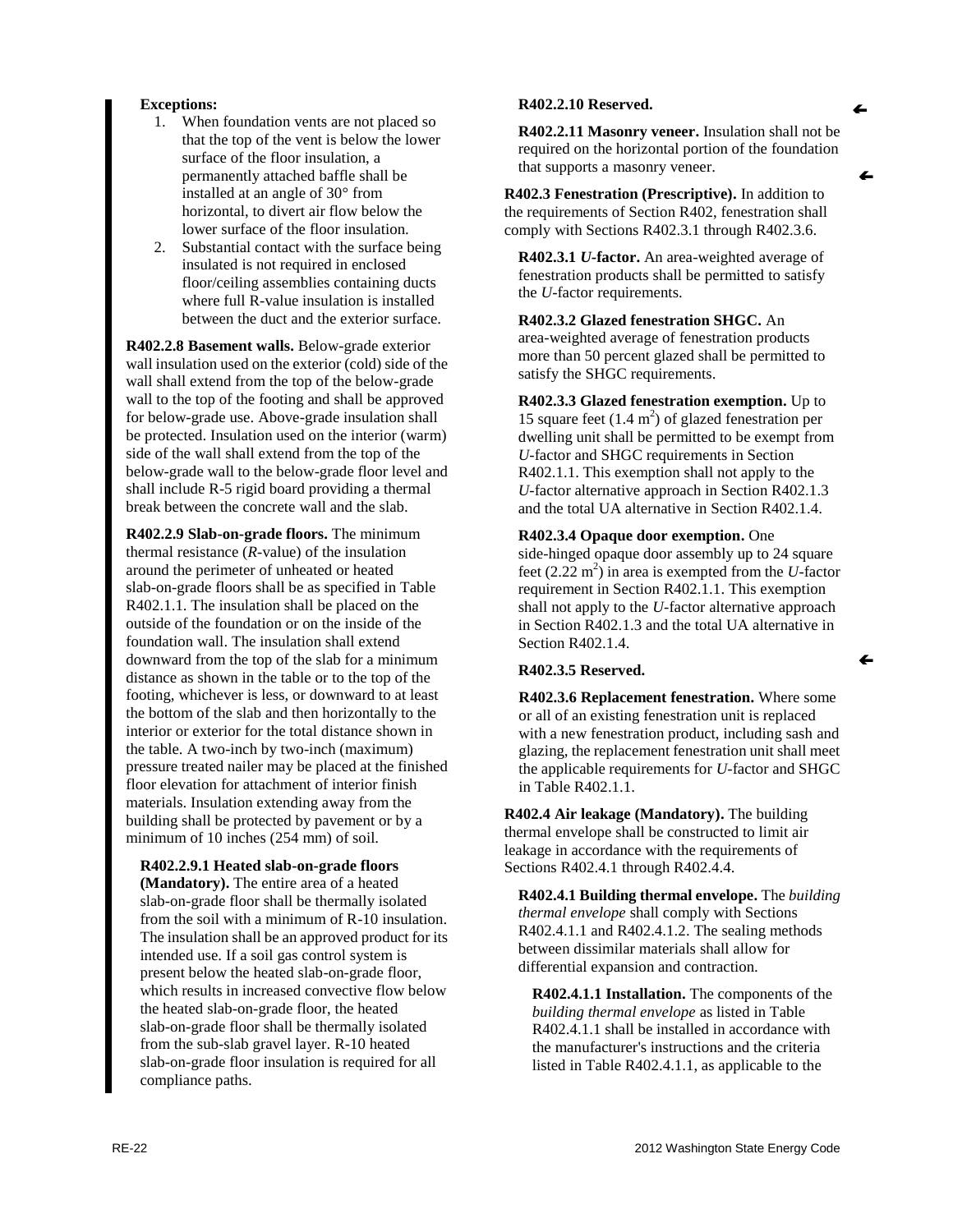**Exceptions:**

1. When foundation vents are not placed so that the top of the vent is below the lower surface of the floor insulation, a permanently attached baffle shall be installed at an angle of 30° from horizontal, to divert air flow below the lower surface of the floor insulation.
2. Substantial contact with the surface being insulated is not required in enclosed floor/ceiling assemblies containing ducts where full R-value insulation is installed between the duct and the exterior surface.

**R402.2.8 Basement walls.** Below-grade exterior wall insulation used on the exterior (cold) side of the wall shall extend from the top of the below-grade wall to the top of the footing and shall be approved for below-grade use. Above-grade insulation shall be protected. Insulation used on the interior (warm) side of the wall shall extend from the top of the below-grade wall to the below-grade floor level and shall include R-5 rigid board providing a thermal break between the concrete wall and the slab.

**R402.2.9 Slab-on-grade floors.** The minimum thermal resistance (*R*-value) of the insulation around the perimeter of unheated or heated slab-on-grade floors shall be as specified in Table R402.1.1. The insulation shall be placed on the outside of the foundation or on the inside of the foundation wall. The insulation shall extend downward from the top of the slab for a minimum distance as shown in the table or to the top of the footing, whichever is less, or downward to at least the bottom of the slab and then horizontally to the interior or exterior for the total distance shown in the table. A two-inch by two-inch (maximum) pressure treated nailer may be placed at the finished floor elevation for attachment of interior finish materials. Insulation extending away from the building shall be protected by pavement or by a minimum of 10 inches (254 mm) of soil.

**R402.2.9.1 Heated slab-on-grade floors (Mandatory).** The entire area of a heated slab-on-grade floor shall be thermally isolated from the soil with a minimum of R-10 insulation. The insulation shall be an approved product for its intended use. If a soil gas control system is present below the heated slab-on-grade floor, which results in increased convective flow below the heated slab-on-grade floor, the heated slab-on-grade floor shall be thermally isolated from the sub-slab gravel layer. R-10 heated slab-on-grade floor insulation is required for all compliance paths.

**R402.2.10 Reserved.**

**R402.2.11 Masonry veneer.** Insulation shall not be required on the horizontal portion of the foundation that supports a masonry veneer.

**R402.3 Fenestration (Prescriptive).** In addition to the requirements of Section R402, fenestration shall comply with Sections R402.3.1 through R402.3.6.

**R402.3.1 *U*-factor.** An area-weighted average of fenestration products shall be permitted to satisfy the *U*-factor requirements.

**R402.3.2 Glazed fenestration SHGC.** An area-weighted average of fenestration products more than 50 percent glazed shall be permitted to satisfy the SHGC requirements.

**R402.3.3 Glazed fenestration exemption.** Up to 15 square feet (1.4 m$^2$) of glazed fenestration per dwelling unit shall be permitted to be exempt from *U*-factor and SHGC requirements in Section R402.1.1. This exemption shall not apply to the *U*-factor alternative approach in Section R402.1.3 and the total UA alternative in Section R402.1.4.

**R402.3.4 Opaque door exemption.** One side-hinged opaque door assembly up to 24 square feet (2.22 m$^2$) in area is exempted from the *U*-factor requirement in Section R402.1.1. This exemption shall not apply to the *U*-factor alternative approach in Section R402.1.3 and the total UA alternative in Section R402.1.4.

**R402.3.5 Reserved.**

**R402.3.6 Replacement fenestration.** Where some or all of an existing fenestration unit is replaced with a new fenestration product, including sash and glazing, the replacement fenestration unit shall meet the applicable requirements for *U*-factor and SHGC in Table R402.1.1.

**R402.4 Air leakage (Mandatory).** The building thermal envelope shall be constructed to limit air leakage in accordance with the requirements of Sections R402.4.1 through R402.4.4.

**R402.4.1 Building thermal envelope.** The *building thermal envelope* shall comply with Sections R402.4.1.1 and R402.4.1.2. The sealing methods between dissimilar materials shall allow for differential expansion and contraction.

**R402.4.1.1 Installation.** The components of the *building thermal envelope* as listed in Table R402.4.1.1 shall be installed in accordance with the manufacturer's instructions and the criteria listed in Table R402.4.1.1, as applicable to the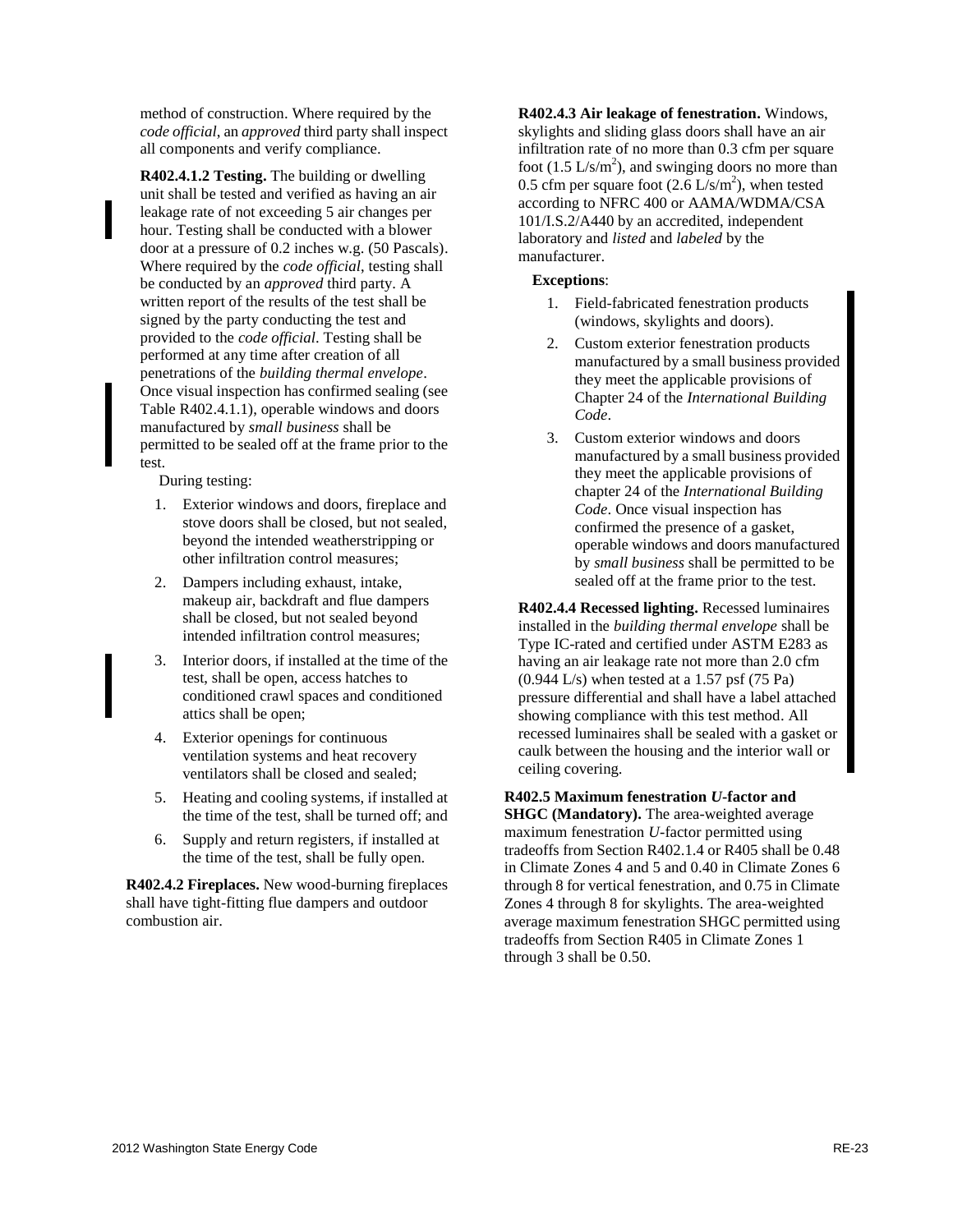method of construction. Where required by the *code official*, an *approved* third party shall inspect all components and verify compliance.

**R402.4.1.2 Testing.** The building or dwelling unit shall be tested and verified as having an air leakage rate of not exceeding 5 air changes per hour. Testing shall be conducted with a blower door at a pressure of 0.2 inches w.g. (50 Pascals). Where required by the *code official*, testing shall be conducted by an *approved* third party. A written report of the results of the test shall be signed by the party conducting the test and provided to the *code official*. Testing shall be performed at any time after creation of all penetrations of the *building thermal envelope*. Once visual inspection has confirmed sealing (see Table R402.4.1.1), operable windows and doors manufactured by *small business* shall be permitted to be sealed off at the frame prior to the test.

During testing:

1. Exterior windows and doors, fireplace and stove doors shall be closed, but not sealed, beyond the intended weatherstripping or other infiltration control measures;
2. Dampers including exhaust, intake, makeup air, backdraft and flue dampers shall be closed, but not sealed beyond intended infiltration control measures;
3. Interior doors, if installed at the time of the test, shall be open, access hatches to conditioned crawl spaces and conditioned attics shall be open;
4. Exterior openings for continuous ventilation systems and heat recovery ventilators shall be closed and sealed;
5. Heating and cooling systems, if installed at the time of the test, shall be turned off; and
6. Supply and return registers, if installed at the time of the test, shall be fully open.

**R402.4.2 Fireplaces.** New wood-burning fireplaces shall have tight-fitting flue dampers and outdoor combustion air.

**R402.4.3 Air leakage of fenestration.** Windows, skylights and sliding glass doors shall have an air infiltration rate of no more than 0.3 cfm per square foot (1.5 L/s/m$^2$), and swinging doors no more than 0.5 cfm per square foot (2.6 L/s/m$^2$), when tested according to NFRC 400 or AAMA/WDMA/CSA 101/I.S.2/A440 by an accredited, independent laboratory and *listed* and *labeled* by the manufacturer.

**Exceptions**:

1. Field-fabricated fenestration products (windows, skylights and doors).
2. Custom exterior fenestration products manufactured by a small business provided they meet the applicable provisions of Chapter 24 of the *International Building Code*.
3. Custom exterior windows and doors manufactured by a small business provided they meet the applicable provisions of chapter 24 of the *International Building Code*. Once visual inspection has confirmed the presence of a gasket, operable windows and doors manufactured by *small business* shall be permitted to be sealed off at the frame prior to the test.

**R402.4.4 Recessed lighting.** Recessed luminaires installed in the *building thermal envelope* shall be Type IC-rated and certified under ASTM E283 as having an air leakage rate not more than 2.0 cfm (0.944 L/s) when tested at a 1.57 psf (75 Pa) pressure differential and shall have a label attached showing compliance with this test method. All recessed luminaires shall be sealed with a gasket or caulk between the housing and the interior wall or ceiling covering.

**R402.5 Maximum fenestration *U*-factor and SHGC (Mandatory).** The area-weighted average maximum fenestration *U*-factor permitted using tradeoffs from Section R402.1.4 or R405 shall be 0.48 in Climate Zones 4 and 5 and 0.40 in Climate Zones 6 through 8 for vertical fenestration, and 0.75 in Climate Zones 4 through 8 for skylights. The area-weighted average maximum fenestration SHGC permitted using tradeoffs from Section R405 in Climate Zones 1 through 3 shall be 0.50.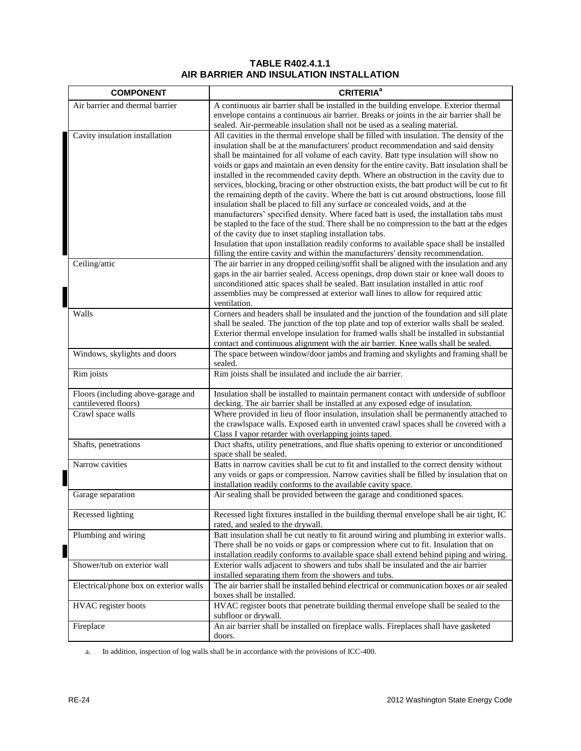**TABLE R402.4.1.1**
**AIR BARRIER AND INSULATION INSTALLATION**

| COMPONENT | CRITERIA[a] |
|---|---|
| Air barrier and thermal barrier | A continuous air barrier shall be installed in the building envelope. Exterior thermal envelope contains a continuous air barrier. Breaks or joints in the air barrier shall be sealed. Air-permeable insulation shall not be used as a sealing material. |
| Cavity insulation installation | All cavities in the thermal envelope shall be filled with insulation. The density of the insulation shall be at the manufacturers' product recommendation and said density shall be maintained for all volume of each cavity. Batt type insulation will show no voids or gaps and maintain an even density for the entire cavity. Batt insulation shall be installed in the recommended cavity depth. Where an obstruction in the cavity due to services, blocking, bracing or other obstruction exists, the batt product will be cut to fit the remaining depth of the cavity. Where the batt is cut around obstructions, loose fill insulation shall be placed to fill any surface or concealed voids, and at the manufacturers' specified density. Where faced batt is used, the installation tabs must be stapled to the face of the stud. There shall be no compression to the batt at the edges of the cavity due to inset stapling installation tabs. Insulation that upon installation readily conforms to available space shall be installed filling the entire cavity and within the manufacturers' density recommendation. |
| Ceiling/attic | The air barrier in any dropped ceiling/soffit shall be aligned with the insulation and any gaps in the air barrier sealed. Access openings, drop down stair or knee wall doors to unconditioned attic spaces shall be sealed. Batt insulation installed in attic roof assemblies may be compressed at exterior wall lines to allow for required attic ventilation. |
| Walls | Corners and headers shall be insulated and the junction of the foundation and sill plate shall be sealed. The junction of the top plate and top of exterior walls shall be sealed. Exterior thermal envelope insulation for framed walls shall be installed in substantial contact and continuous alignment with the air barrier. Knee walls shall be sealed. |
| Windows, skylights and doors | The space between window/door jambs and framing and skylights and framing shall be sealed. |
| Rim joists | Rim joists shall be insulated and include the air barrier. |
| Floors (including above-garage and cantilevered floors) | Insulation shall be installed to maintain permanent contact with underside of subfloor decking. The air barrier shall be installed at any exposed edge of insulation. |
| Crawl space walls | Where provided in lieu of floor insulation, insulation shall be permanently attached to the crawlspace walls. Exposed earth in unvented crawl spaces shall be covered with a Class I vapor retarder with overlapping joints taped. |
| Shafts, penetrations | Duct shafts, utility penetrations, and flue shafts opening to exterior or unconditioned space shall be sealed. |
| Narrow cavities | Batts in narrow cavities shall be cut to fit and installed to the correct density without any voids or gaps or compression. Narrow cavities shall be filled by insulation that on installation readily conforms to the available cavity space. |
| Garage separation | Air sealing shall be provided between the garage and conditioned spaces. |
| Recessed lighting | Recessed light fixtures installed in the building thermal envelope shall be air tight, IC rated, and sealed to the drywall. |
| Plumbing and wiring | Batt insulation shall be cut neatly to fit around wiring and plumbing in exterior walls. There shall be no voids or gaps or compression where cut to fit. Insulation that on installation readily conforms to available space shall extend behind piping and wiring. |
| Shower/tub on exterior wall | Exterior walls adjacent to showers and tubs shall be insulated and the air barrier installed separating them from the showers and tubs. |
| Electrical/phone box on exterior walls | The air barrier shall be installed behind electrical or communication boxes or air sealed boxes shall be installed. |
| HVAC register boots | HVAC register boots that penetrate building thermal envelope shall be sealed to the subfloor or drywall. |
| Fireplace | An air barrier shall be installed on fireplace walls. Fireplaces shall have gasketed doors. |

a. In addition, inspection of log walls shall be in accordance with the provisions of ICC-400.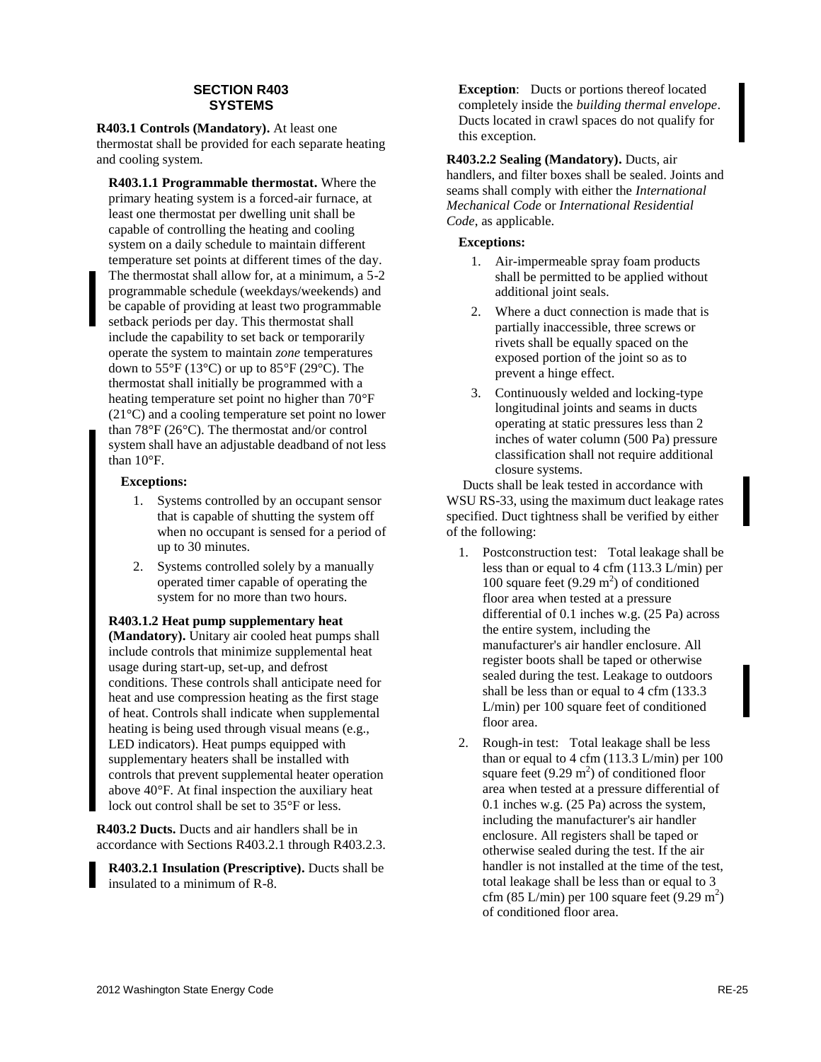## SECTION R403
## SYSTEMS

**R403.1 Controls (Mandatory).** At least one thermostat shall be provided for each separate heating and cooling system.

**R403.1.1 Programmable thermostat.** Where the primary heating system is a forced-air furnace, at least one thermostat per dwelling unit shall be capable of controlling the heating and cooling system on a daily schedule to maintain different temperature set points at different times of the day. The thermostat shall allow for, at a minimum, a 5-2 programmable schedule (weekdays/weekends) and be capable of providing at least two programmable setback periods per day. This thermostat shall include the capability to set back or temporarily operate the system to maintain *zone* temperatures down to 55°F (13°C) or up to 85°F (29°C). The thermostat shall initially be programmed with a heating temperature set point no higher than 70°F (21°C) and a cooling temperature set point no lower than 78°F (26°C). The thermostat and/or control system shall have an adjustable deadband of not less than 10°F.

**Exceptions:**

1. Systems controlled by an occupant sensor that is capable of shutting the system off when no occupant is sensed for a period of up to 30 minutes.
2. Systems controlled solely by a manually operated timer capable of operating the system for no more than two hours.

**R403.1.2 Heat pump supplementary heat (Mandatory).** Unitary air cooled heat pumps shall include controls that minimize supplemental heat usage during start-up, set-up, and defrost conditions. These controls shall anticipate need for heat and use compression heating as the first stage of heat. Controls shall indicate when supplemental heating is being used through visual means (e.g., LED indicators). Heat pumps equipped with supplementary heaters shall be installed with controls that prevent supplemental heater operation above 40°F. At final inspection the auxiliary heat lock out control shall be set to 35°F or less.

**R403.2 Ducts.** Ducts and air handlers shall be in accordance with Sections R403.2.1 through R403.2.3.

**R403.2.1 Insulation (Prescriptive).** Ducts shall be insulated to a minimum of R-8.

**Exception**: Ducts or portions thereof located completely inside the *building thermal envelope*. Ducts located in crawl spaces do not qualify for this exception.

**R403.2.2 Sealing (Mandatory).** Ducts, air handlers, and filter boxes shall be sealed. Joints and seams shall comply with either the *International Mechanical Code* or *International Residential Code*, as applicable.

**Exceptions:**

1. Air-impermeable spray foam products shall be permitted to be applied without additional joint seals.
2. Where a duct connection is made that is partially inaccessible, three screws or rivets shall be equally spaced on the exposed portion of the joint so as to prevent a hinge effect.
3. Continuously welded and locking-type longitudinal joints and seams in ducts operating at static pressures less than 2 inches of water column (500 Pa) pressure classification shall not require additional closure systems.

Ducts shall be leak tested in accordance with WSU RS-33, using the maximum duct leakage rates specified. Duct tightness shall be verified by either of the following:

1. Postconstruction test: Total leakage shall be less than or equal to 4 cfm (113.3 L/min) per 100 square feet (9.29 $m^2$) of conditioned floor area when tested at a pressure differential of 0.1 inches w.g. (25 Pa) across the entire system, including the manufacturer's air handler enclosure. All register boots shall be taped or otherwise sealed during the test. Leakage to outdoors shall be less than or equal to 4 cfm (133.3 L/min) per 100 square feet of conditioned floor area.
2. Rough-in test: Total leakage shall be less than or equal to 4 cfm (113.3 L/min) per 100 square feet (9.29 $m^2$) of conditioned floor area when tested at a pressure differential of 0.1 inches w.g. (25 Pa) across the system, including the manufacturer's air handler enclosure. All registers shall be taped or otherwise sealed during the test. If the air handler is not installed at the time of the test, total leakage shall be less than or equal to 3 cfm (85 L/min) per 100 square feet (9.29 $m^2$) of conditioned floor area.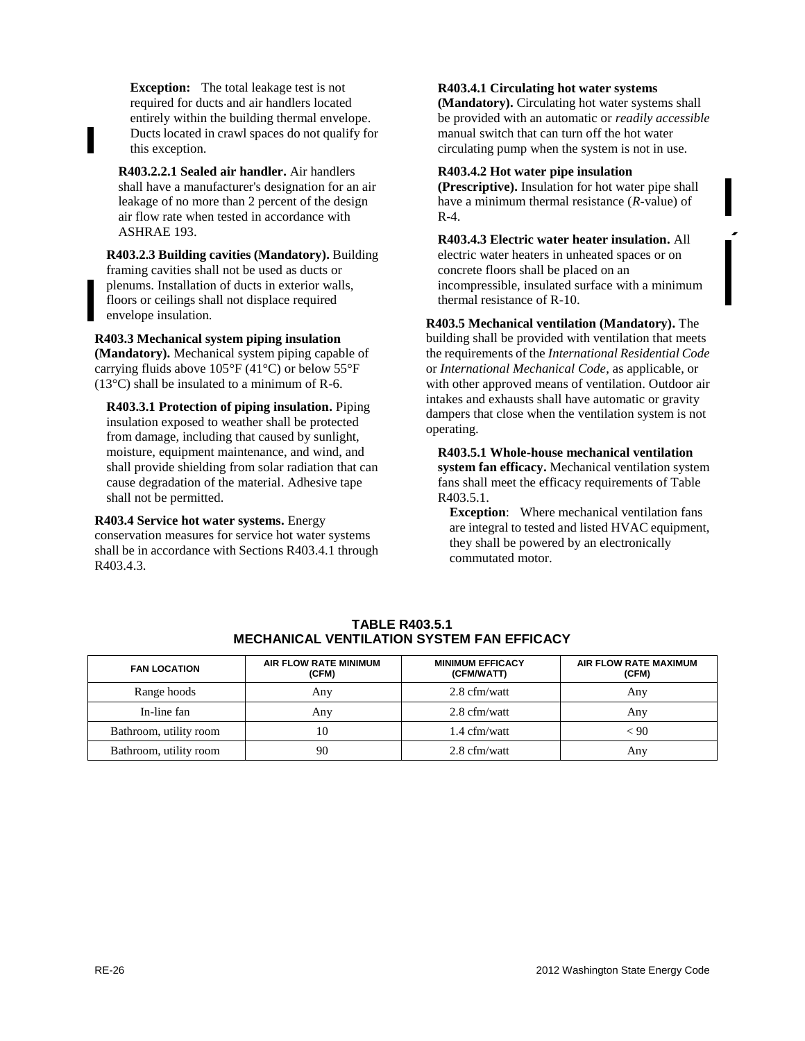**Exception:** The total leakage test is not required for ducts and air handlers located entirely within the building thermal envelope. Ducts located in crawl spaces do not qualify for this exception.

**R403.2.2.1 Sealed air handler.** Air handlers shall have a manufacturer's designation for an air leakage of no more than 2 percent of the design air flow rate when tested in accordance with ASHRAE 193.

**R403.2.3 Building cavities (Mandatory).** Building framing cavities shall not be used as ducts or plenums. Installation of ducts in exterior walls, floors or ceilings shall not displace required envelope insulation.

**R403.3 Mechanical system piping insulation (Mandatory).** Mechanical system piping capable of carrying fluids above 105°F (41°C) or below 55°F (13°C) shall be insulated to a minimum of R-6.

**R403.3.1 Protection of piping insulation.** Piping insulation exposed to weather shall be protected from damage, including that caused by sunlight, moisture, equipment maintenance, and wind, and shall provide shielding from solar radiation that can cause degradation of the material. Adhesive tape shall not be permitted.

**R403.4 Service hot water systems.** Energy conservation measures for service hot water systems shall be in accordance with Sections R403.4.1 through R403.4.3.

**R403.4.1 Circulating hot water systems (Mandatory).** Circulating hot water systems shall be provided with an automatic or *readily accessible* manual switch that can turn off the hot water circulating pump when the system is not in use.

**R403.4.2 Hot water pipe insulation (Prescriptive).** Insulation for hot water pipe shall have a minimum thermal resistance (*R*-value) of R-4.

**R403.4.3 Electric water heater insulation.** All electric water heaters in unheated spaces or on concrete floors shall be placed on an incompressible, insulated surface with a minimum thermal resistance of R-10.

**R403.5 Mechanical ventilation (Mandatory).** The building shall be provided with ventilation that meets the requirements of the *International Residential Code* or *International Mechanical Code*, as applicable, or with other approved means of ventilation. Outdoor air intakes and exhausts shall have automatic or gravity dampers that close when the ventilation system is not operating.

**R403.5.1 Whole-house mechanical ventilation system fan efficacy.** Mechanical ventilation system fans shall meet the efficacy requirements of Table R403.5.1.

**Exception**: Where mechanical ventilation fans are integral to tested and listed HVAC equipment, they shall be powered by an electronically commutated motor.

**TABLE R403.5.1**
**MECHANICAL VENTILATION SYSTEM FAN EFFICACY**

| FAN LOCATION | AIR FLOW RATE MINIMUM (CFM) | MINIMUM EFFICACY (CFM/WATT) | AIR FLOW RATE MAXIMUM (CFM) |
|---|---|---|---|
| Range hoods | Any | 2.8 cfm/watt | Any |
| In-line fan | Any | 2.8 cfm/watt | Any |
| Bathroom, utility room | 10 | 1.4 cfm/watt | < 90 |
| Bathroom, utility room | 90 | 2.8 cfm/watt | Any |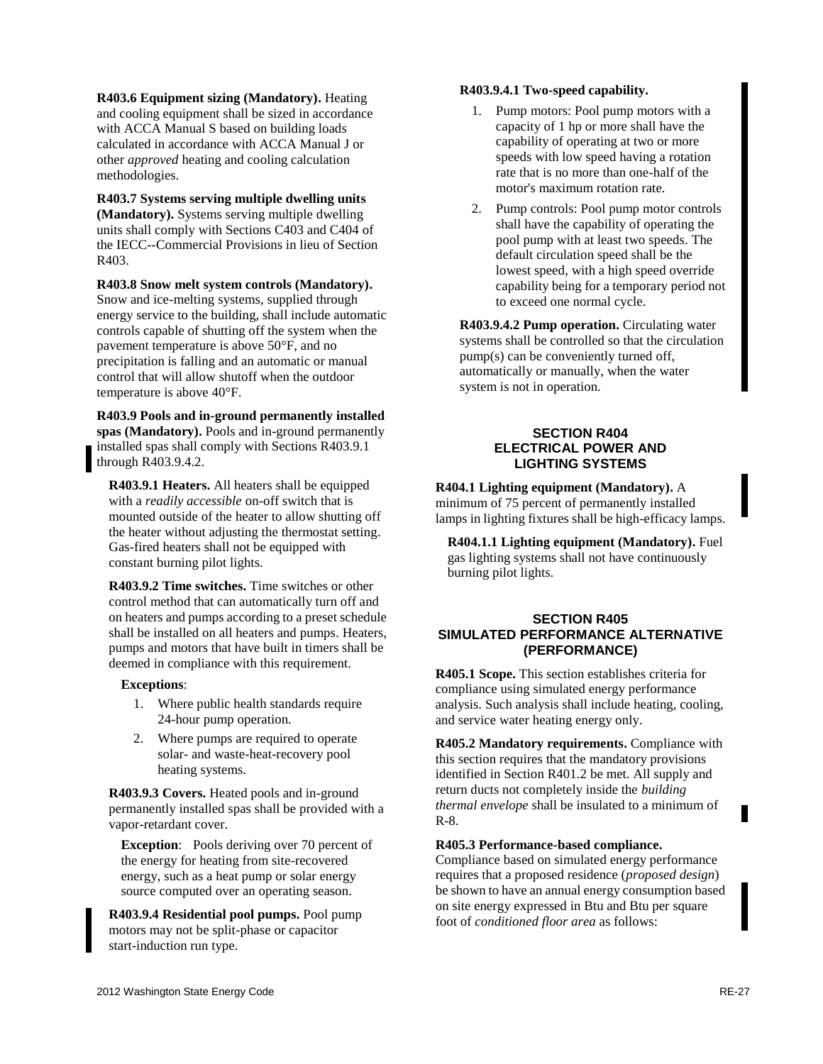**R403.6 Equipment sizing (Mandatory).** Heating and cooling equipment shall be sized in accordance with ACCA Manual S based on building loads calculated in accordance with ACCA Manual J or other *approved* heating and cooling calculation methodologies.

**R403.7 Systems serving multiple dwelling units (Mandatory).** Systems serving multiple dwelling units shall comply with Sections C403 and C404 of the IECC--Commercial Provisions in lieu of Section R403.

**R403.8 Snow melt system controls (Mandatory).** Snow and ice-melting systems, supplied through energy service to the building, shall include automatic controls capable of shutting off the system when the pavement temperature is above 50°F, and no precipitation is falling and an automatic or manual control that will allow shutoff when the outdoor temperature is above 40°F.

**R403.9 Pools and in-ground permanently installed spas (Mandatory).** Pools and in-ground permanently installed spas shall comply with Sections R403.9.1 through R403.9.4.2.

**R403.9.1 Heaters.** All heaters shall be equipped with a *readily accessible* on-off switch that is mounted outside of the heater to allow shutting off the heater without adjusting the thermostat setting. Gas-fired heaters shall not be equipped with constant burning pilot lights.

**R403.9.2 Time switches.** Time switches or other control method that can automatically turn off and on heaters and pumps according to a preset schedule shall be installed on all heaters and pumps. Heaters, pumps and motors that have built in timers shall be deemed in compliance with this requirement.

**Exceptions**:

1. Where public health standards require 24-hour pump operation.
2. Where pumps are required to operate solar- and waste-heat-recovery pool heating systems.

**R403.9.3 Covers.** Heated pools and in-ground permanently installed spas shall be provided with a vapor-retardant cover.

**Exception**: Pools deriving over 70 percent of the energy for heating from site-recovered energy, such as a heat pump or solar energy source computed over an operating season.

**R403.9.4 Residential pool pumps.** Pool pump motors may not be split-phase or capacitor start-induction run type.

**R403.9.4.1 Two-speed capability.**

1. Pump motors: Pool pump motors with a capacity of 1 hp or more shall have the capability of operating at two or more speeds with low speed having a rotation rate that is no more than one-half of the motor's maximum rotation rate.
2. Pump controls: Pool pump motor controls shall have the capability of operating the pool pump with at least two speeds. The default circulation speed shall be the lowest speed, with a high speed override capability being for a temporary period not to exceed one normal cycle.

**R403.9.4.2 Pump operation.** Circulating water systems shall be controlled so that the circulation pump(s) can be conveniently turned off, automatically or manually, when the water system is not in operation.

## SECTION R404 ELECTRICAL POWER AND LIGHTING SYSTEMS

**R404.1 Lighting equipment (Mandatory).** A minimum of 75 percent of permanently installed lamps in lighting fixtures shall be high-efficacy lamps.

**R404.1.1 Lighting equipment (Mandatory).** Fuel gas lighting systems shall not have continuously burning pilot lights.

## SECTION R405 SIMULATED PERFORMANCE ALTERNATIVE (PERFORMANCE)

**R405.1 Scope.** This section establishes criteria for compliance using simulated energy performance analysis. Such analysis shall include heating, cooling, and service water heating energy only.

**R405.2 Mandatory requirements.** Compliance with this section requires that the mandatory provisions identified in Section R401.2 be met. All supply and return ducts not completely inside the *building thermal envelope* shall be insulated to a minimum of R-8.

**R405.3 Performance-based compliance.** Compliance based on simulated energy performance requires that a proposed residence (*proposed design*) be shown to have an annual energy consumption based on site energy expressed in Btu and Btu per square foot of *conditioned floor area* as follows: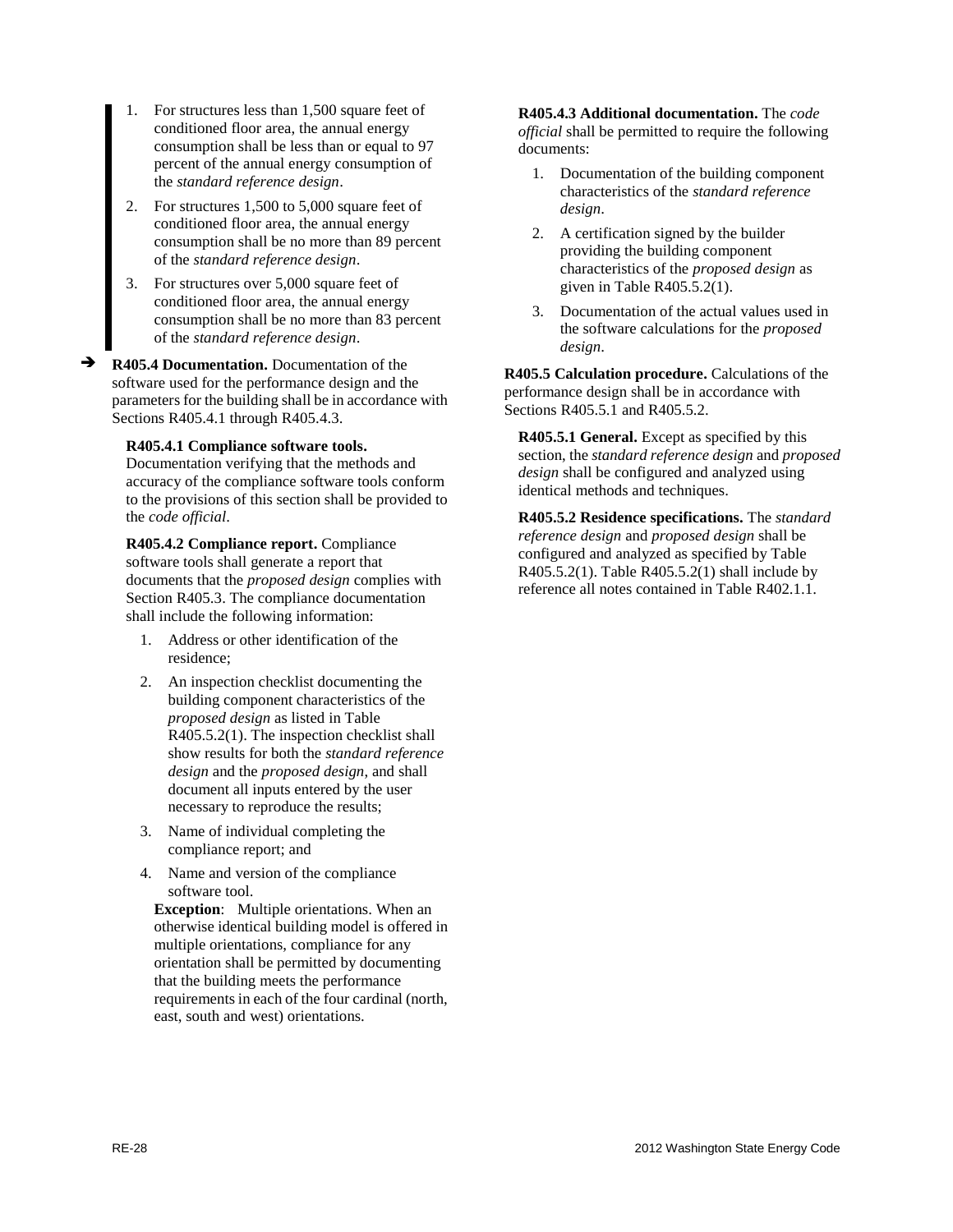1. For structures less than 1,500 square feet of conditioned floor area, the annual energy consumption shall be less than or equal to 97 percent of the annual energy consumption of the *standard reference design*.
2. For structures 1,500 to 5,000 square feet of conditioned floor area, the annual energy consumption shall be no more than 89 percent of the *standard reference design*.
3. For structures over 5,000 square feet of conditioned floor area, the annual energy consumption shall be no more than 83 percent of the *standard reference design*.

➔ **R405.4 Documentation.** Documentation of the software used for the performance design and the parameters for the building shall be in accordance with Sections R405.4.1 through R405.4.3.

**R405.4.1 Compliance software tools.** Documentation verifying that the methods and accuracy of the compliance software tools conform to the provisions of this section shall be provided to the *code official*.

**R405.4.2 Compliance report.** Compliance software tools shall generate a report that documents that the *proposed design* complies with Section R405.3. The compliance documentation shall include the following information:

1. Address or other identification of the residence;
2. An inspection checklist documenting the building component characteristics of the *proposed design* as listed in Table R405.5.2(1). The inspection checklist shall show results for both the *standard reference design* and the *proposed design*, and shall document all inputs entered by the user necessary to reproduce the results;
3. Name of individual completing the compliance report; and
4. Name and version of the compliance software tool.

   **Exception**: Multiple orientations. When an otherwise identical building model is offered in multiple orientations, compliance for any orientation shall be permitted by documenting that the building meets the performance requirements in each of the four cardinal (north, east, south and west) orientations.

**R405.4.3 Additional documentation.** The *code official* shall be permitted to require the following documents:

1. Documentation of the building component characteristics of the *standard reference design*.
2. A certification signed by the builder providing the building component characteristics of the *proposed design* as given in Table R405.5.2(1).
3. Documentation of the actual values used in the software calculations for the *proposed design*.

**R405.5 Calculation procedure.** Calculations of the performance design shall be in accordance with Sections R405.5.1 and R405.5.2.

**R405.5.1 General.** Except as specified by this section, the *standard reference design* and *proposed design* shall be configured and analyzed using identical methods and techniques.

**R405.5.2 Residence specifications.** The *standard reference design* and *proposed design* shall be configured and analyzed as specified by Table R405.5.2(1). Table R405.5.2(1) shall include by reference all notes contained in Table R402.1.1.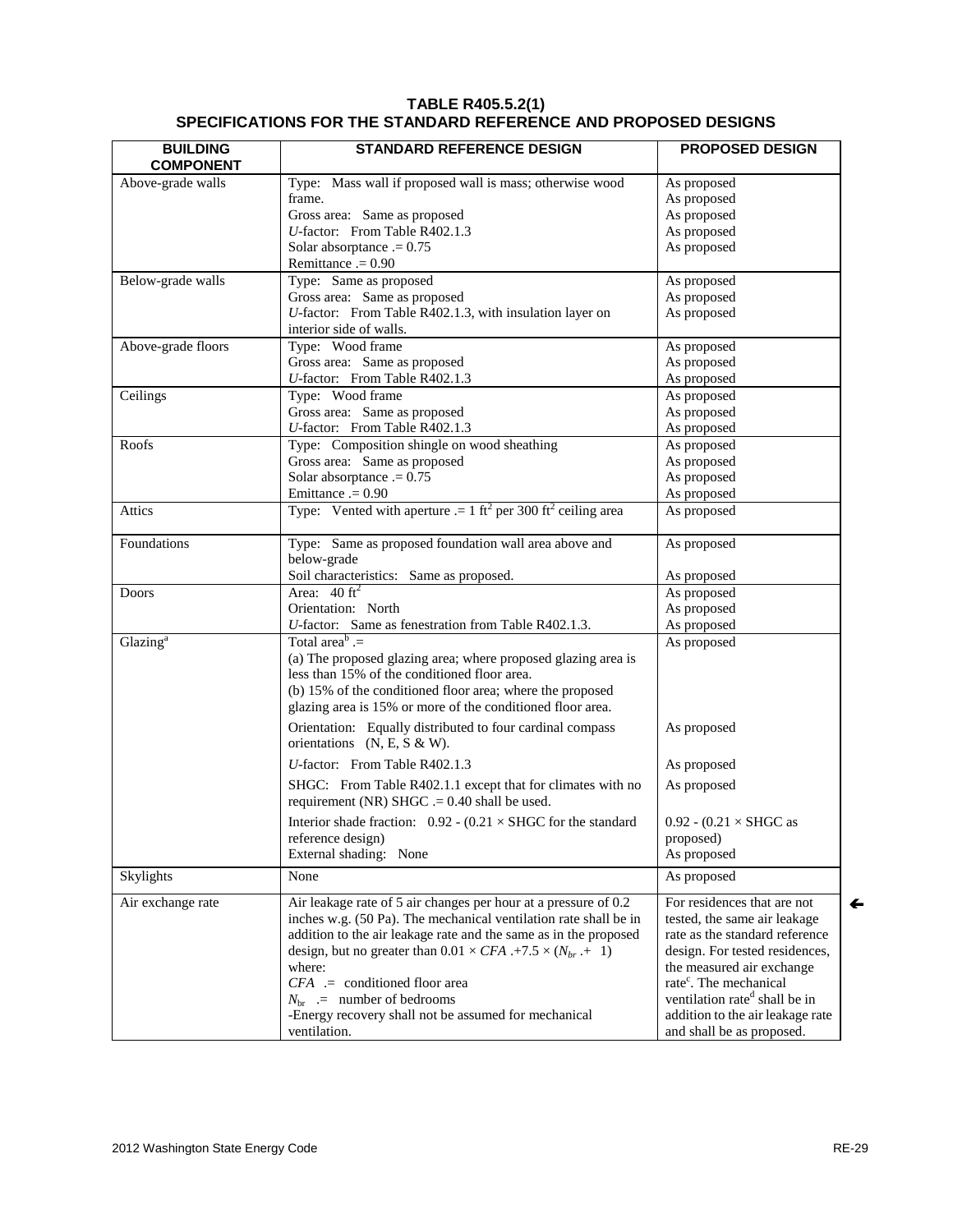**TABLE R405.5.2(1)**
**SPECIFICATIONS FOR THE STANDARD REFERENCE AND PROPOSED DESIGNS**

| BUILDING COMPONENT | STANDARD REFERENCE DESIGN | PROPOSED DESIGN |
|---|---|---|
| Above-grade walls | Type: Mass wall if proposed wall is mass; otherwise wood frame.<br>Gross area: Same as proposed<br>*U*-factor: From Table R402.1.3<br>Solar absorptance = 0.75<br>Remittance = 0.90 | As proposed<br>As proposed<br>As proposed<br>As proposed<br>As proposed |
| Below-grade walls | Type: Same as proposed<br>Gross area: Same as proposed<br>*U*-factor: From Table R402.1.3, with insulation layer on interior side of walls. | As proposed<br>As proposed<br>As proposed |
| Above-grade floors | Type: Wood frame<br>Gross area: Same as proposed<br>*U*-factor: From Table R402.1.3 | As proposed<br>As proposed<br>As proposed |
| Ceilings | Type: Wood frame<br>Gross area: Same as proposed<br>*U*-factor: From Table R402.1.3 | As proposed<br>As proposed<br>As proposed |
| Roofs | Type: Composition shingle on wood sheathing<br>Gross area: Same as proposed<br>Solar absorptance = 0.75<br>Emittance = 0.90 | As proposed<br>As proposed<br>As proposed<br>As proposed |
| Attics | Type: Vented with aperture = 1 $ft^2$ per 300 $ft^2$ ceiling area | As proposed |
| Foundations | Type: Same as proposed foundation wall area above and below-grade<br>Soil characteristics: Same as proposed. | As proposed<br>As proposed |
| Doors | Area: 40 $ft^2$<br>Orientation: North<br>*U*-factor: Same as fenestration from Table R402.1.3. | As proposed<br>As proposed<br>As proposed |
| Glazing[a] | Total area[b] =<br>(a) The proposed glazing area; where proposed glazing area is less than 15% of the conditioned floor area.<br>(b) 15% of the conditioned floor area; where the proposed glazing area is 15% or more of the conditioned floor area. | As proposed |
| | Orientation: Equally distributed to four cardinal compass orientations (N, E, S & W). | As proposed |
| | *U*-factor: From Table R402.1.3 | As proposed |
| | SHGC: From Table R402.1.1 except that for climates with no requirement (NR) SHGC = 0.40 shall be used. | As proposed |
| | Interior shade fraction: 0.92 - (0.21 × SHGC for the standard reference design)<br>External shading: None | 0.92 - (0.21 × SHGC as proposed)<br>As proposed |
| Skylights | None | As proposed |
| Air exchange rate | Air leakage rate of 5 air changes per hour at a pressure of 0.2 inches w.g. (50 Pa). The mechanical ventilation rate shall be in addition to the air leakage rate and the same as in the proposed design, but no greater than $0.01 \times CFA + 7.5 \times (N_{br} + 1)$<br>where:<br>$CFA$ = conditioned floor area<br>$N_{br}$ = number of bedrooms<br>-Energy recovery shall not be assumed for mechanical ventilation. | For residences that are not tested, the same air leakage rate as the standard reference design. For tested residences, the measured air exchange rate[c]. The mechanical ventilation rate[d] shall be in addition to the air leakage rate and shall be as proposed. |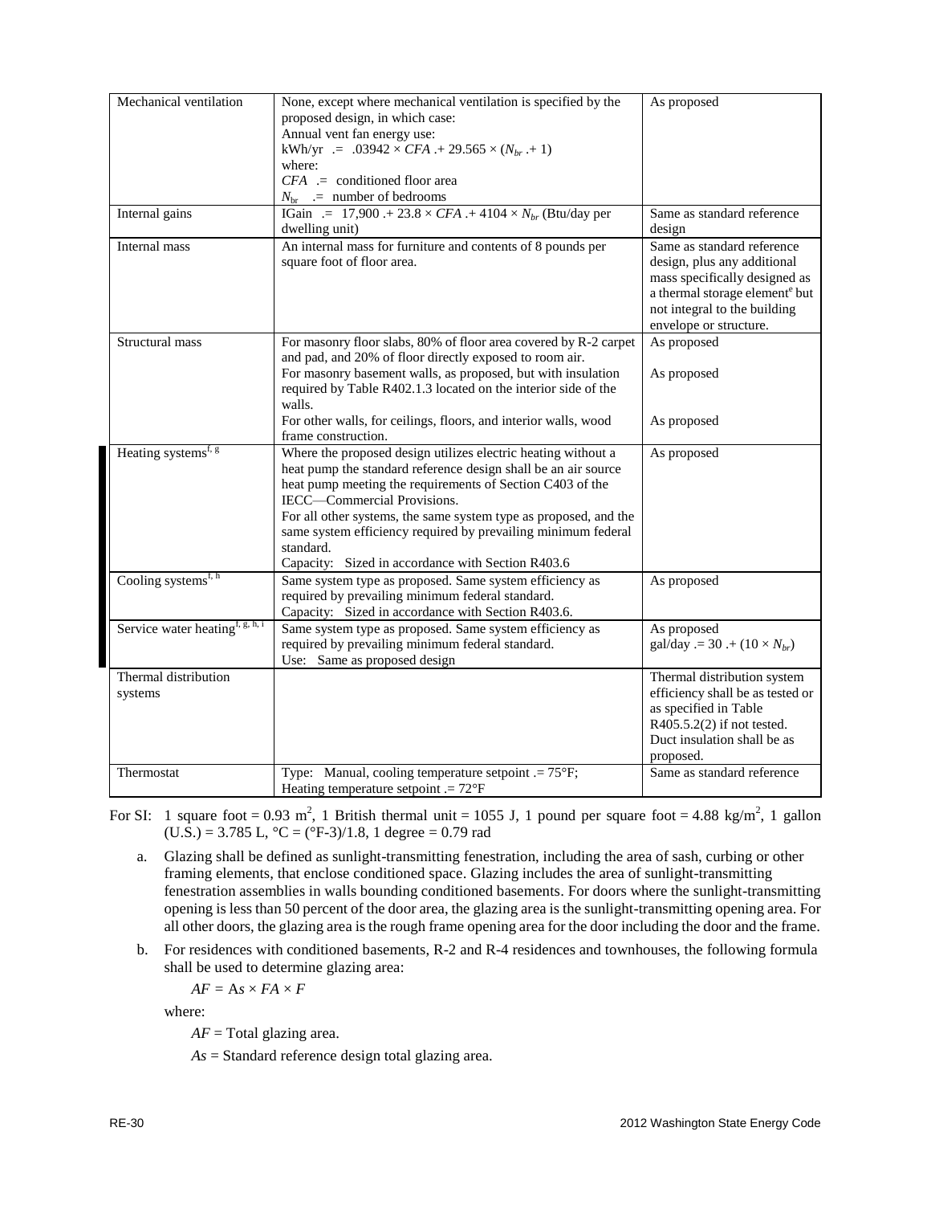| | | |
|---|---|---|
| Mechanical ventilation | None, except where mechanical ventilation is specified by the proposed design, in which case:<br>Annual vent fan energy use:<br>kWh/yr $= .03942 \times CFA + 29.565 \times (N_{br} + 1)$<br>where:<br>$CFA$ = conditioned floor area<br>$N_{br}$ = number of bedrooms | As proposed |
| Internal gains | IGain $= 17{,}900 + 23.8 \times CFA + 4104 \times N_{br}$ (Btu/day per dwelling unit) | Same as standard reference design |
| Internal mass | An internal mass for furniture and contents of 8 pounds per square foot of floor area. | Same as standard reference design, plus any additional mass specifically designed as a thermal storage element[e] but not integral to the building envelope or structure. |
| Structural mass | For masonry floor slabs, 80% of floor area covered by R-2 carpet and pad, and 20% of floor directly exposed to room air.<br>For masonry basement walls, as proposed, but with insulation required by Table R402.1.3 located on the interior side of the walls.<br>For other walls, for ceilings, floors, and interior walls, wood frame construction. | As proposed<br><br>As proposed<br><br>As proposed |
| Heating systems[f, g] | Where the proposed design utilizes electric heating without a heat pump the standard reference design shall be an air source heat pump meeting the requirements of Section C403 of the IECC—Commercial Provisions.<br>For all other systems, the same system type as proposed, and the same system efficiency required by prevailing minimum federal standard.<br>Capacity: Sized in accordance with Section R403.6 | As proposed |
| Cooling systems[f, h] | Same system type as proposed. Same system efficiency as required by prevailing minimum federal standard.<br>Capacity: Sized in accordance with Section R403.6. | As proposed |
| Service water heating[f, g, h, i] | Same system type as proposed. Same system efficiency as required by prevailing minimum federal standard.<br>Use: Same as proposed design | As proposed<br>gal/day $= 30 + (10 \times N_{br})$ |
| Thermal distribution systems | | Thermal distribution system efficiency shall be as tested or as specified in Table R405.5.2(2) if not tested. Duct insulation shall be as proposed. |
| Thermostat | Type: Manual, cooling temperature setpoint = 75°F;<br>Heating temperature setpoint = 72°F | Same as standard reference |

For SI: 1 square foot = 0.93 m$^2$, 1 British thermal unit = 1055 J, 1 pound per square foot = 4.88 kg/m$^2$, 1 gallon (U.S.) = 3.785 L, °C = (°F-3)/1.8, 1 degree = 0.79 rad

a. Glazing shall be defined as sunlight-transmitting fenestration, including the area of sash, curbing or other framing elements, that enclose conditioned space. Glazing includes the area of sunlight-transmitting fenestration assemblies in walls bounding conditioned basements. For doors where the sunlight-transmitting opening is less than 50 percent of the door area, the glazing area is the sunlight-transmitting opening area. For all other doors, the glazing area is the rough frame opening area for the door including the door and the frame.

b. For residences with conditioned basements, R-2 and R-4 residences and townhouses, the following formula shall be used to determine glazing area:

$AF = As \times FA \times F$

where:

$AF$ = Total glazing area.

$As$ = Standard reference design total glazing area.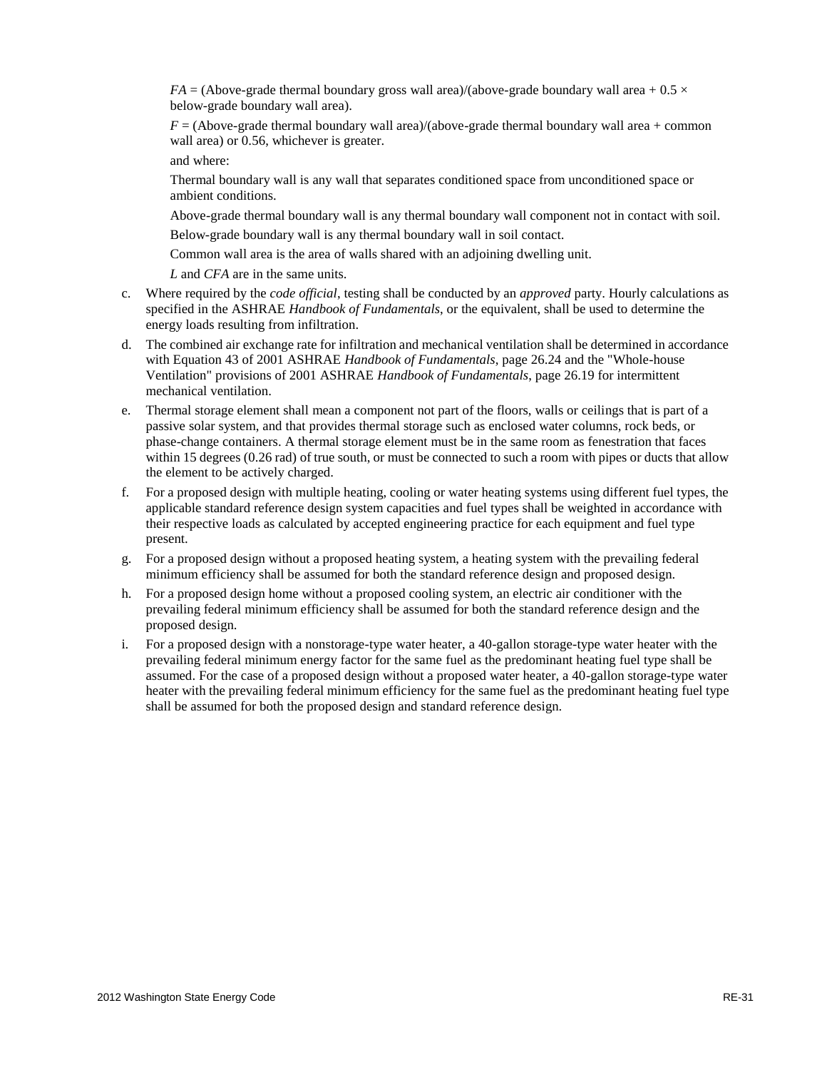$FA$ = (Above-grade thermal boundary gross wall area)/(above-grade boundary wall area + 0.5 × below-grade boundary wall area).

$F$ = (Above-grade thermal boundary wall area)/(above-grade thermal boundary wall area + common wall area) or 0.56, whichever is greater.

and where:

Thermal boundary wall is any wall that separates conditioned space from unconditioned space or ambient conditions.

Above-grade thermal boundary wall is any thermal boundary wall component not in contact with soil.

Below-grade boundary wall is any thermal boundary wall in soil contact.

Common wall area is the area of walls shared with an adjoining dwelling unit.

$L$ and $CFA$ are in the same units.

c. Where required by the *code official*, testing shall be conducted by an *approved* party. Hourly calculations as specified in the ASHRAE *Handbook of Fundamentals*, or the equivalent, shall be used to determine the energy loads resulting from infiltration.

d. The combined air exchange rate for infiltration and mechanical ventilation shall be determined in accordance with Equation 43 of 2001 ASHRAE *Handbook of Fundamentals*, page 26.24 and the "Whole-house Ventilation" provisions of 2001 ASHRAE *Handbook of Fundamentals*, page 26.19 for intermittent mechanical ventilation.

e. Thermal storage element shall mean a component not part of the floors, walls or ceilings that is part of a passive solar system, and that provides thermal storage such as enclosed water columns, rock beds, or phase-change containers. A thermal storage element must be in the same room as fenestration that faces within 15 degrees (0.26 rad) of true south, or must be connected to such a room with pipes or ducts that allow the element to be actively charged.

f. For a proposed design with multiple heating, cooling or water heating systems using different fuel types, the applicable standard reference design system capacities and fuel types shall be weighted in accordance with their respective loads as calculated by accepted engineering practice for each equipment and fuel type present.

g. For a proposed design without a proposed heating system, a heating system with the prevailing federal minimum efficiency shall be assumed for both the standard reference design and proposed design.

h. For a proposed design home without a proposed cooling system, an electric air conditioner with the prevailing federal minimum efficiency shall be assumed for both the standard reference design and the proposed design.

i. For a proposed design with a nonstorage-type water heater, a 40-gallon storage-type water heater with the prevailing federal minimum energy factor for the same fuel as the predominant heating fuel type shall be assumed. For the case of a proposed design without a proposed water heater, a 40-gallon storage-type water heater with the prevailing federal minimum efficiency for the same fuel as the predominant heating fuel type shall be assumed for both the proposed design and standard reference design.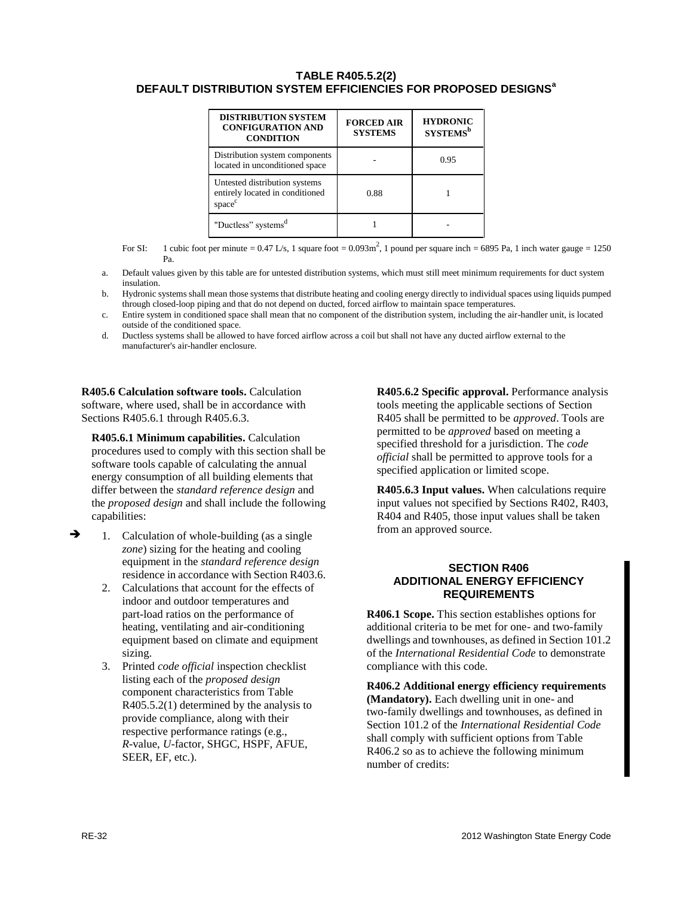**TABLE R405.5.2(2)**
**DEFAULT DISTRIBUTION SYSTEM EFFICIENCIES FOR PROPOSED DESIGNS[a]**

| DISTRIBUTION SYSTEM CONFIGURATION AND CONDITION | FORCED AIR SYSTEMS | HYDRONIC SYSTEMS[b] |
|---|---|---|
| Distribution system components located in unconditioned space | - | 0.95 |
| Untested distribution systems entirely located in conditioned space[c] | 0.88 | 1 |
| "Ductless" systems[d] | 1 | - |

For SI: 1 cubic foot per minute = 0.47 L/s, 1 square foot = $0.093m^2$, 1 pound per square inch = 6895 Pa, 1 inch water gauge = 1250 Pa.

a. Default values given by this table are for untested distribution systems, which must still meet minimum requirements for duct system insulation.

b. Hydronic systems shall mean those systems that distribute heating and cooling energy directly to individual spaces using liquids pumped through closed-loop piping and that do not depend on ducted, forced airflow to maintain space temperatures.

c. Entire system in conditioned space shall mean that no component of the distribution system, including the air-handler unit, is located outside of the conditioned space.

d. Ductless systems shall be allowed to have forced airflow across a coil but shall not have any ducted airflow external to the manufacturer's air-handler enclosure.

**R405.6 Calculation software tools.** Calculation software, where used, shall be in accordance with Sections R405.6.1 through R405.6.3.

**R405.6.1 Minimum capabilities.** Calculation procedures used to comply with this section shall be software tools capable of calculating the annual energy consumption of all building elements that differ between the *standard reference design* and the *proposed design* and shall include the following capabilities:

1. Calculation of whole-building (as a single *zone*) sizing for the heating and cooling equipment in the *standard reference design* residence in accordance with Section R403.6.
2. Calculations that account for the effects of indoor and outdoor temperatures and part-load ratios on the performance of heating, ventilating and air-conditioning equipment based on climate and equipment sizing.
3. Printed *code official* inspection checklist listing each of the *proposed design* component characteristics from Table R405.5.2(1) determined by the analysis to provide compliance, along with their respective performance ratings (e.g., *R*-value, *U*-factor, SHGC, HSPF, AFUE, SEER, EF, etc.).

**R405.6.2 Specific approval.** Performance analysis tools meeting the applicable sections of Section R405 shall be permitted to be *approved*. Tools are permitted to be *approved* based on meeting a specified threshold for a jurisdiction. The *code official* shall be permitted to approve tools for a specified application or limited scope.

**R405.6.3 Input values.** When calculations require input values not specified by Sections R402, R403, R404 and R405, those input values shall be taken from an approved source.

## SECTION R406 ADDITIONAL ENERGY EFFICIENCY REQUIREMENTS

**R406.1 Scope.** This section establishes options for additional criteria to be met for one- and two-family dwellings and townhouses, as defined in Section 101.2 of the *International Residential Code* to demonstrate compliance with this code.

**R406.2 Additional energy efficiency requirements (Mandatory).** Each dwelling unit in one- and two-family dwellings and townhouses, as defined in Section 101.2 of the *International Residential Code* shall comply with sufficient options from Table R406.2 so as to achieve the following minimum number of credits: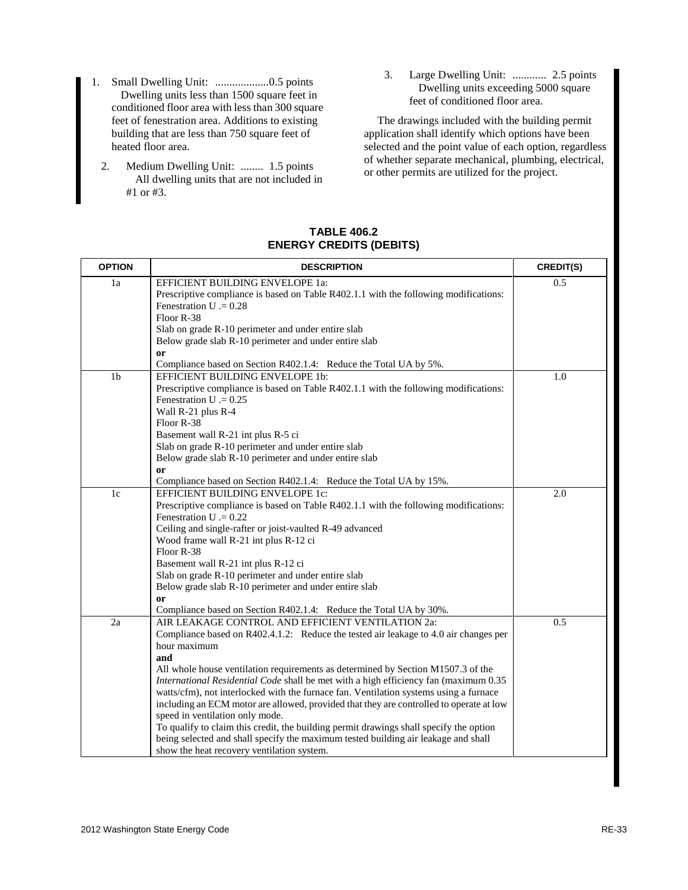1. Small Dwelling Unit: ...................0.5 points
   Dwelling units less than 1500 square feet in conditioned floor area with less than 300 square feet of fenestration area. Additions to existing building that are less than 750 square feet of heated floor area.

2. Medium Dwelling Unit: ........ 1.5 points
   All dwelling units that are not included in #1 or #3.

3. Large Dwelling Unit: ............ 2.5 points
   Dwelling units exceeding 5000 square feet of conditioned floor area.

The drawings included with the building permit application shall identify which options have been selected and the point value of each option, regardless of whether separate mechanical, plumbing, electrical, or other permits are utilized for the project.

**TABLE 406.2**
**ENERGY CREDITS (DEBITS)**

| OPTION | DESCRIPTION | CREDIT(S) |
|---|---|---|
| 1a | EFFICIENT BUILDING ENVELOPE 1a:<br>Prescriptive compliance is based on Table R402.1.1 with the following modifications:<br>Fenestration U .= 0.28<br>Floor R-38<br>Slab on grade R-10 perimeter and under entire slab<br>Below grade slab R-10 perimeter and under entire slab<br>**or**<br>Compliance based on Section R402.1.4: Reduce the Total UA by 5%. | 0.5 |
| 1b | EFFICIENT BUILDING ENVELOPE 1b:<br>Prescriptive compliance is based on Table R402.1.1 with the following modifications:<br>Fenestration U .= 0.25<br>Wall R-21 plus R-4<br>Floor R-38<br>Basement wall R-21 int plus R-5 ci<br>Slab on grade R-10 perimeter and under entire slab<br>Below grade slab R-10 perimeter and under entire slab<br>**or**<br>Compliance based on Section R402.1.4: Reduce the Total UA by 15%. | 1.0 |
| 1c | EFFICIENT BUILDING ENVELOPE 1c:<br>Prescriptive compliance is based on Table R402.1.1 with the following modifications:<br>Fenestration U .= 0.22<br>Ceiling and single-rafter or joist-vaulted R-49 advanced<br>Wood frame wall R-21 int plus R-12 ci<br>Floor R-38<br>Basement wall R-21 int plus R-12 ci<br>Slab on grade R-10 perimeter and under entire slab<br>Below grade slab R-10 perimeter and under entire slab<br>**or**<br>Compliance based on Section R402.1.4: Reduce the Total UA by 30%. | 2.0 |
| 2a | AIR LEAKAGE CONTROL AND EFFICIENT VENTILATION 2a:<br>Compliance based on R402.4.1.2: Reduce the tested air leakage to 4.0 air changes per hour maximum<br>**and**<br>All whole house ventilation requirements as determined by Section M1507.3 of the *International Residential Code* shall be met with a high efficiency fan (maximum 0.35 watts/cfm), not interlocked with the furnace fan. Ventilation systems using a furnace including an ECM motor are allowed, provided that they are controlled to operate at low speed in ventilation only mode.<br>To qualify to claim this credit, the building permit drawings shall specify the option being selected and shall specify the maximum tested building air leakage and shall show the heat recovery ventilation system. | 0.5 |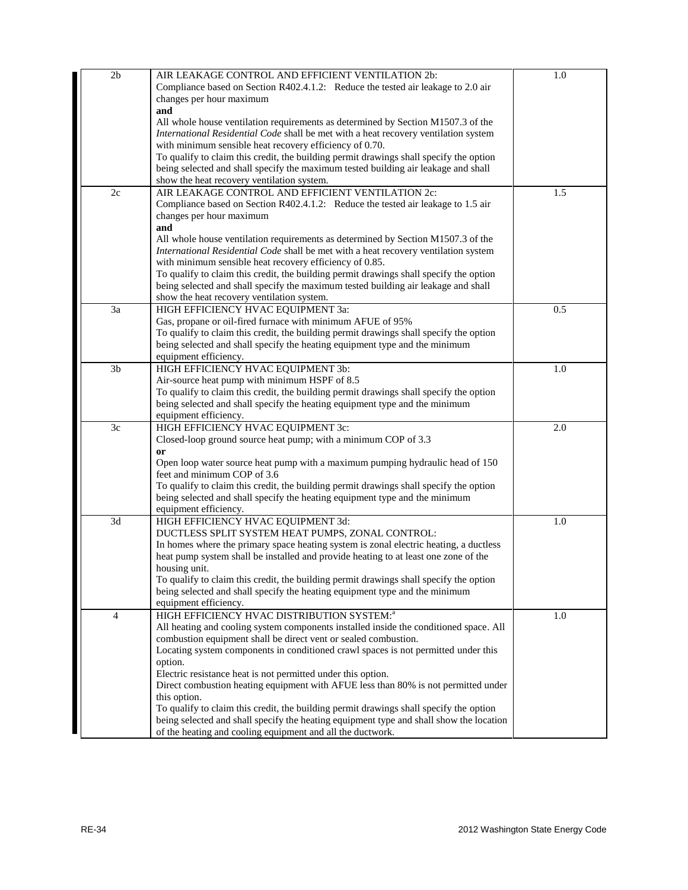| | | |
|---|---|---|
| 2b | AIR LEAKAGE CONTROL AND EFFICIENT VENTILATION 2b:<br>Compliance based on Section R402.4.1.2: Reduce the tested air leakage to 2.0 air changes per hour maximum<br>**and**<br>All whole house ventilation requirements as determined by Section M1507.3 of the *International Residential Code* shall be met with a heat recovery ventilation system with minimum sensible heat recovery efficiency of 0.70.<br>To qualify to claim this credit, the building permit drawings shall specify the option being selected and shall specify the maximum tested building air leakage and shall show the heat recovery ventilation system. | 1.0 |
| 2c | AIR LEAKAGE CONTROL AND EFFICIENT VENTILATION 2c:<br>Compliance based on Section R402.4.1.2: Reduce the tested air leakage to 1.5 air changes per hour maximum<br>**and**<br>All whole house ventilation requirements as determined by Section M1507.3 of the *International Residential Code* shall be met with a heat recovery ventilation system with minimum sensible heat recovery efficiency of 0.85.<br>To qualify to claim this credit, the building permit drawings shall specify the option being selected and shall specify the maximum tested building air leakage and shall show the heat recovery ventilation system. | 1.5 |
| 3a | HIGH EFFICIENCY HVAC EQUIPMENT 3a:<br>Gas, propane or oil-fired furnace with minimum AFUE of 95%<br>To qualify to claim this credit, the building permit drawings shall specify the option being selected and shall specify the heating equipment type and the minimum equipment efficiency. | 0.5 |
| 3b | HIGH EFFICIENCY HVAC EQUIPMENT 3b:<br>Air-source heat pump with minimum HSPF of 8.5<br>To qualify to claim this credit, the building permit drawings shall specify the option being selected and shall specify the heating equipment type and the minimum equipment efficiency. | 1.0 |
| 3c | HIGH EFFICIENCY HVAC EQUIPMENT 3c:<br>Closed-loop ground source heat pump; with a minimum COP of 3.3<br>**or**<br>Open loop water source heat pump with a maximum pumping hydraulic head of 150 feet and minimum COP of 3.6<br>To qualify to claim this credit, the building permit drawings shall specify the option being selected and shall specify the heating equipment type and the minimum equipment efficiency. | 2.0 |
| 3d | HIGH EFFICIENCY HVAC EQUIPMENT 3d:<br>DUCTLESS SPLIT SYSTEM HEAT PUMPS, ZONAL CONTROL:<br>In homes where the primary space heating system is zonal electric heating, a ductless heat pump system shall be installed and provide heating to at least one zone of the housing unit.<br>To qualify to claim this credit, the building permit drawings shall specify the option being selected and shall specify the heating equipment type and the minimum equipment efficiency. | 1.0 |
| 4 | HIGH EFFICIENCY HVAC DISTRIBUTION SYSTEM:[a]<br>All heating and cooling system components installed inside the conditioned space. All combustion equipment shall be direct vent or sealed combustion.<br>Locating system components in conditioned crawl spaces is not permitted under this option.<br>Electric resistance heat is not permitted under this option.<br>Direct combustion heating equipment with AFUE less than 80% is not permitted under this option.<br>To qualify to claim this credit, the building permit drawings shall specify the option being selected and shall specify the heating equipment type and shall show the location of the heating and cooling equipment and all the ductwork. | 1.0 |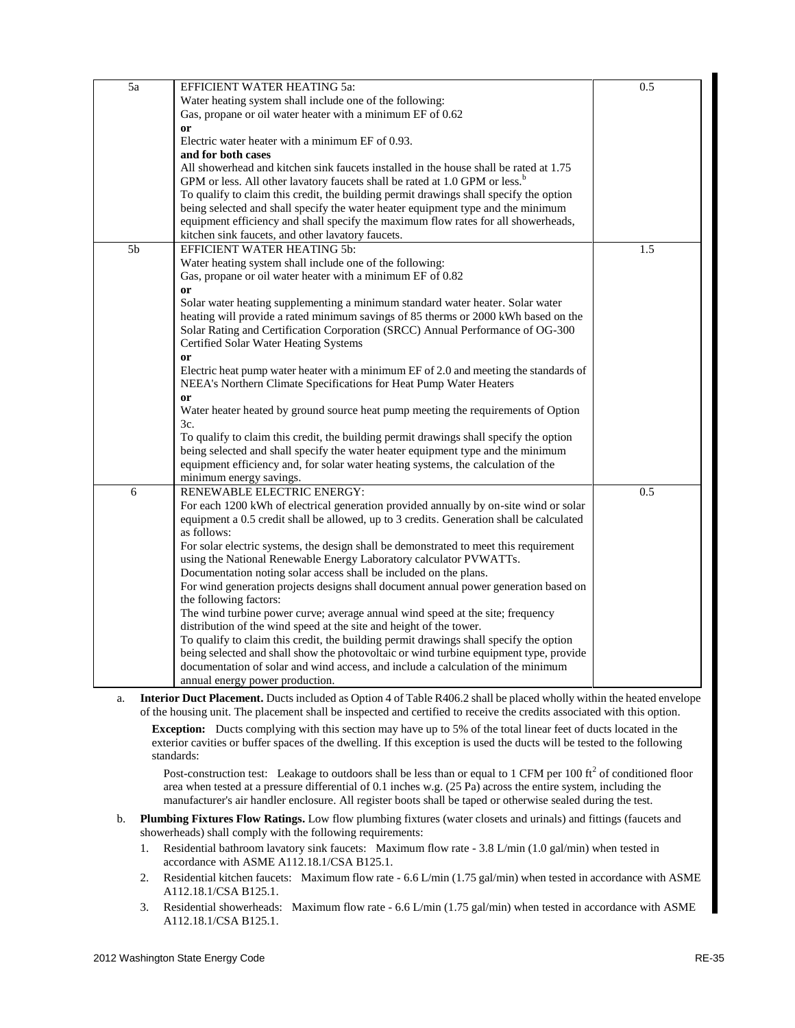| | | |
|---|---|---|
| 5a | EFFICIENT WATER HEATING 5a:<br>Water heating system shall include one of the following:<br>Gas, propane or oil water heater with a minimum EF of 0.62<br>**or**<br>Electric water heater with a minimum EF of 0.93.<br>**and for both cases**<br>All showerhead and kitchen sink faucets installed in the house shall be rated at 1.75 GPM or less. All other lavatory faucets shall be rated at 1.0 GPM or less.[b]<br>To qualify to claim this credit, the building permit drawings shall specify the option being selected and shall specify the water heater equipment type and the minimum equipment efficiency and shall specify the maximum flow rates for all showerheads, kitchen sink faucets, and other lavatory faucets. | 0.5 |
| 5b | EFFICIENT WATER HEATING 5b:<br>Water heating system shall include one of the following:<br>Gas, propane or oil water heater with a minimum EF of 0.82<br>**or**<br>Solar water heating supplementing a minimum standard water heater. Solar water heating will provide a rated minimum savings of 85 therms or 2000 kWh based on the Solar Rating and Certification Corporation (SRCC) Annual Performance of OG-300 Certified Solar Water Heating Systems<br>**or**<br>Electric heat pump water heater with a minimum EF of 2.0 and meeting the standards of NEEA's Northern Climate Specifications for Heat Pump Water Heaters<br>**or**<br>Water heater heated by ground source heat pump meeting the requirements of Option 3c.<br>To qualify to claim this credit, the building permit drawings shall specify the option being selected and shall specify the water heater equipment type and the minimum equipment efficiency and, for solar water heating systems, the calculation of the minimum energy savings. | 1.5 |
| 6 | RENEWABLE ELECTRIC ENERGY:<br>For each 1200 kWh of electrical generation provided annually by on-site wind or solar equipment a 0.5 credit shall be allowed, up to 3 credits. Generation shall be calculated as follows:<br>For solar electric systems, the design shall be demonstrated to meet this requirement using the National Renewable Energy Laboratory calculator PVWATTs. Documentation noting solar access shall be included on the plans.<br>For wind generation projects designs shall document annual power generation based on the following factors:<br>The wind turbine power curve; average annual wind speed at the site; frequency distribution of the wind speed at the site and height of the tower.<br>To qualify to claim this credit, the building permit drawings shall specify the option being selected and shall show the photovoltaic or wind turbine equipment type, provide documentation of solar and wind access, and include a calculation of the minimum annual energy power production. | 0.5 |

a. **Interior Duct Placement.** Ducts included as Option 4 of Table R406.2 shall be placed wholly within the heated envelope of the housing unit. The placement shall be inspected and certified to receive the credits associated with this option.

**Exception:** Ducts complying with this section may have up to 5% of the total linear feet of ducts located in the exterior cavities or buffer spaces of the dwelling. If this exception is used the ducts will be tested to the following standards:

Post-construction test: Leakage to outdoors shall be less than or equal to 1 CFM per 100 ft$^2$ of conditioned floor area when tested at a pressure differential of 0.1 inches w.g. (25 Pa) across the entire system, including the manufacturer's air handler enclosure. All register boots shall be taped or otherwise sealed during the test.

b. **Plumbing Fixtures Flow Ratings.** Low flow plumbing fixtures (water closets and urinals) and fittings (faucets and showerheads) shall comply with the following requirements:

1. Residential bathroom lavatory sink faucets: Maximum flow rate - 3.8 L/min (1.0 gal/min) when tested in accordance with ASME A112.18.1/CSA B125.1.
2. Residential kitchen faucets: Maximum flow rate - 6.6 L/min (1.75 gal/min) when tested in accordance with ASME A112.18.1/CSA B125.1.
3. Residential showerheads: Maximum flow rate - 6.6 L/min (1.75 gal/min) when tested in accordance with ASME A112.18.1/CSA B125.1.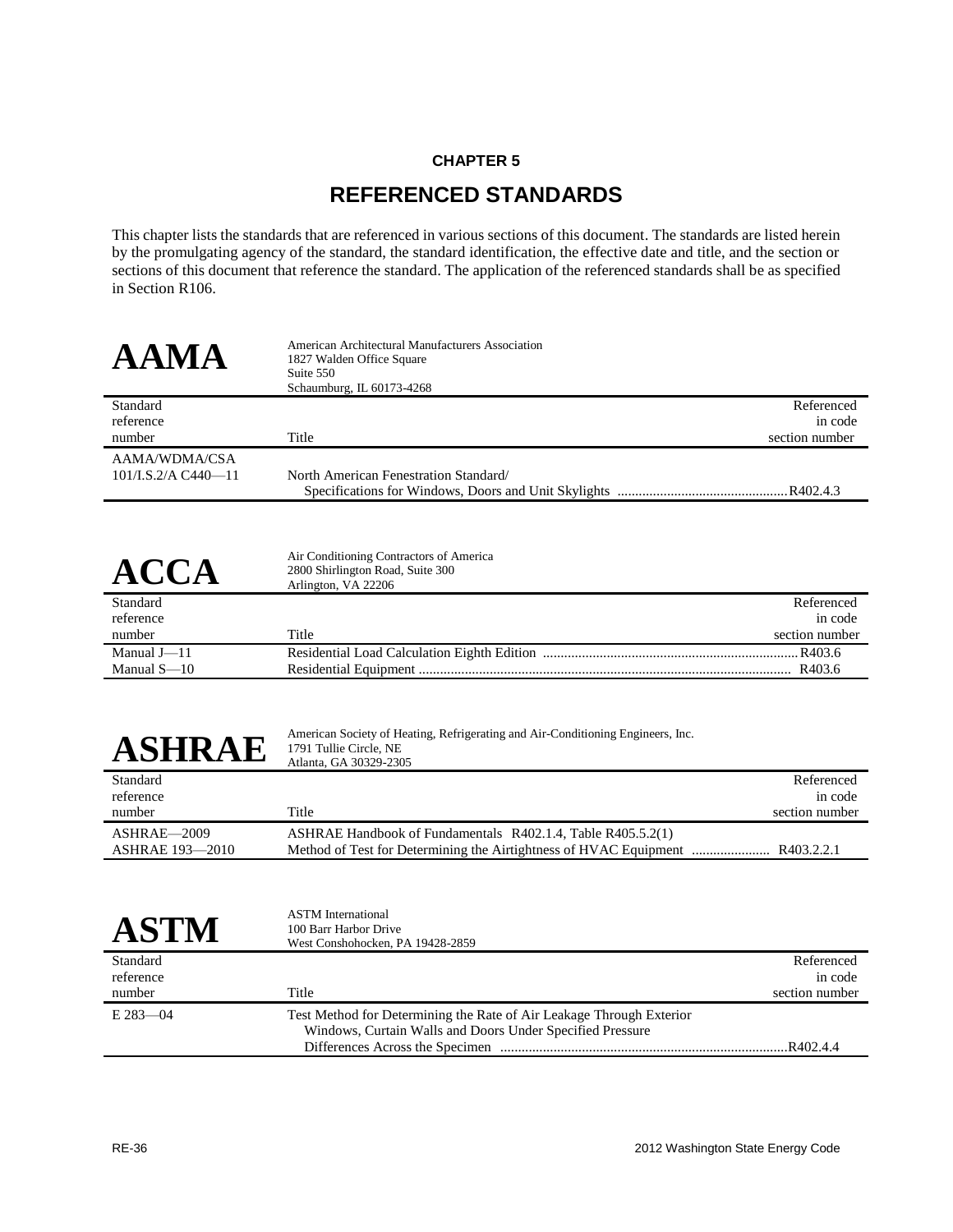# CHAPTER 5

# REFERENCED STANDARDS

This chapter lists the standards that are referenced in various sections of this document. The standards are listed herein by the promulgating agency of the standard, the standard identification, the effective date and title, and the section or sections of this document that reference the standard. The application of the referenced standards shall be as specified in Section R106.

## AAMA

American Architectural Manufacturers Association
1827 Walden Office Square
Suite 550
Schaumburg, IL 60173-4268

| Standard reference number | Title | Referenced in code section number |
|---|---|---|
| AAMA/WDMA/CSA 101/I.S.2/A C440—11 | North American Fenestration Standard/ Specifications for Windows, Doors and Unit Skylights | R402.4.3 |

## ACCA

Air Conditioning Contractors of America
2800 Shirlington Road, Suite 300
Arlington, VA 22206

| Standard reference number | Title | Referenced in code section number |
|---|---|---|
| Manual J—11 | Residential Load Calculation Eighth Edition | R403.6 |
| Manual S—10 | Residential Equipment | R403.6 |

## ASHRAE

American Society of Heating, Refrigerating and Air-Conditioning Engineers, Inc.
1791 Tullie Circle, NE
Atlanta, GA 30329-2305

| Standard reference number | Title | Referenced in code section number |
|---|---|---|
| ASHRAE—2009 | ASHRAE Handbook of Fundamentals R402.1.4, Table R405.5.2(1) | |
| ASHRAE 193—2010 | Method of Test for Determining the Airtightness of HVAC Equipment | R403.2.2.1 |

## ASTM

ASTM International
100 Barr Harbor Drive
West Conshohocken, PA 19428-2859

| Standard reference number | Title | Referenced in code section number |
|---|---|---|
| E 283—04 | Test Method for Determining the Rate of Air Leakage Through Exterior Windows, Curtain Walls and Doors Under Specified Pressure Differences Across the Specimen | R402.4.4 |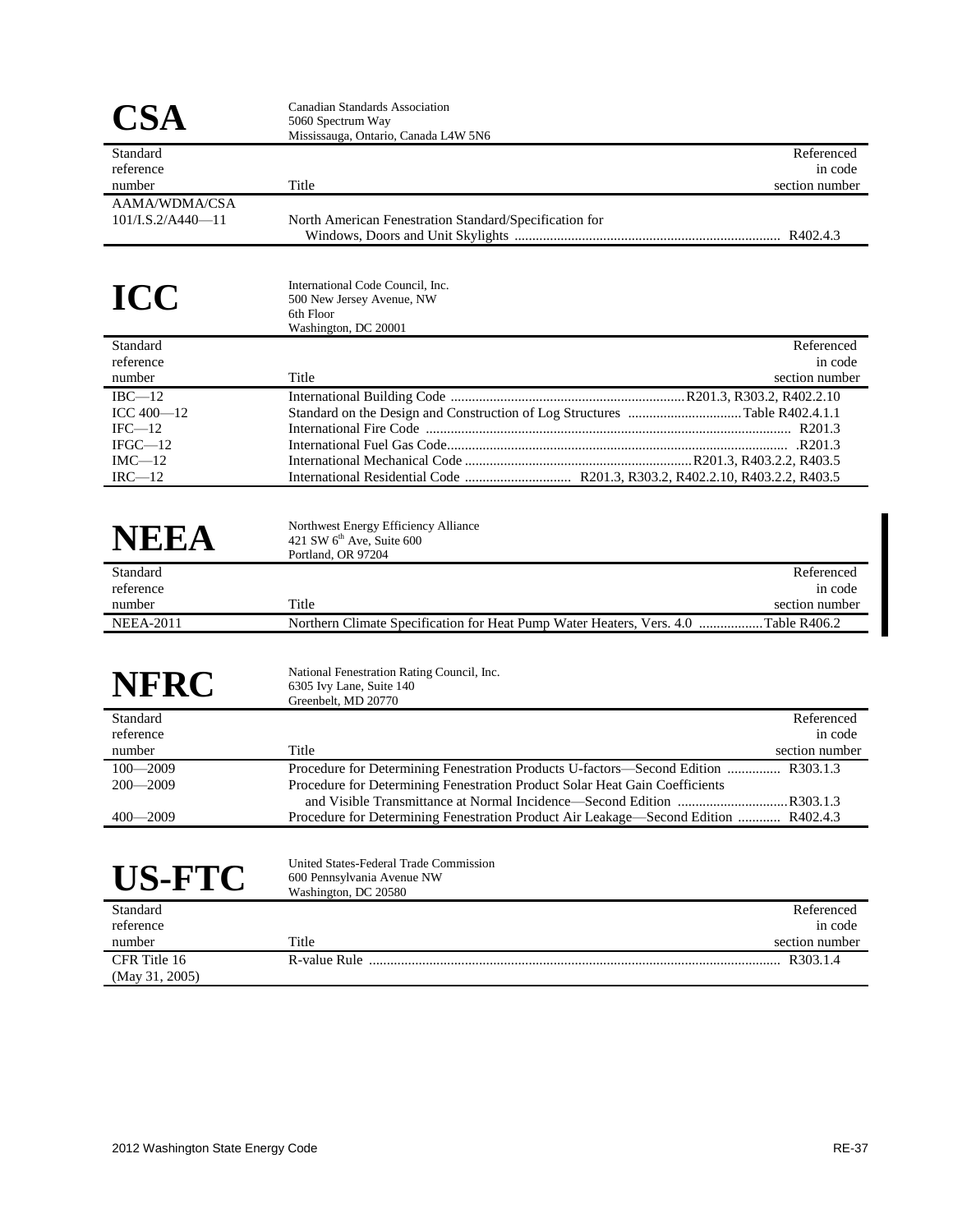# CSA

Canadian Standards Association
5060 Spectrum Way
Mississauga, Ontario, Canada L4W 5N6

| Standard reference number | Title | Referenced in code section number |
|---|---|---|
| AAMA/WDMA/CSA 101/I.S.2/A440—11 | North American Fenestration Standard/Specification for Windows, Doors and Unit Skylights | R402.4.3 |

# ICC

International Code Council, Inc.
500 New Jersey Avenue, NW
6th Floor
Washington, DC 20001

| Standard reference number | Title | Referenced in code section number |
|---|---|---|
| IBC—12 | International Building Code | R201.3, R303.2, R402.2.10 |
| ICC 400—12 | Standard on the Design and Construction of Log Structures | Table R402.4.1.1 |
| IFC—12 | International Fire Code | R201.3 |
| IFGC—12 | International Fuel Gas Code | R201.3 |
| IMC—12 | International Mechanical Code | R201.3, R403.2.2, R403.5 |
| IRC—12 | International Residential Code | R201.3, R303.2, R402.2.10, R403.2.2, R403.5 |

# NEEA

Northwest Energy Efficiency Alliance
421 SW 6th Ave, Suite 600
Portland, OR 97204

| Standard reference number | Title | Referenced in code section number |
|---|---|---|
| NEEA-2011 | Northern Climate Specification for Heat Pump Water Heaters, Vers. 4.0 | Table R406.2 |

# NFRC

National Fenestration Rating Council, Inc.
6305 Ivy Lane, Suite 140
Greenbelt, MD 20770

| Standard reference number | Title | Referenced in code section number |
|---|---|---|
| 100—2009 | Procedure for Determining Fenestration Products U-factors—Second Edition | R303.1.3 |
| 200—2009 | Procedure for Determining Fenestration Product Solar Heat Gain Coefficients and Visible Transmittance at Normal Incidence—Second Edition | R303.1.3 |
| 400—2009 | Procedure for Determining Fenestration Product Air Leakage—Second Edition | R402.4.3 |

# US-FTC

United States-Federal Trade Commission
600 Pennsylvania Avenue NW
Washington, DC 20580

| Standard reference number | Title | Referenced in code section number |
|---|---|---|
| CFR Title 16 (May 31, 2005) | R-value Rule | R303.1.4 |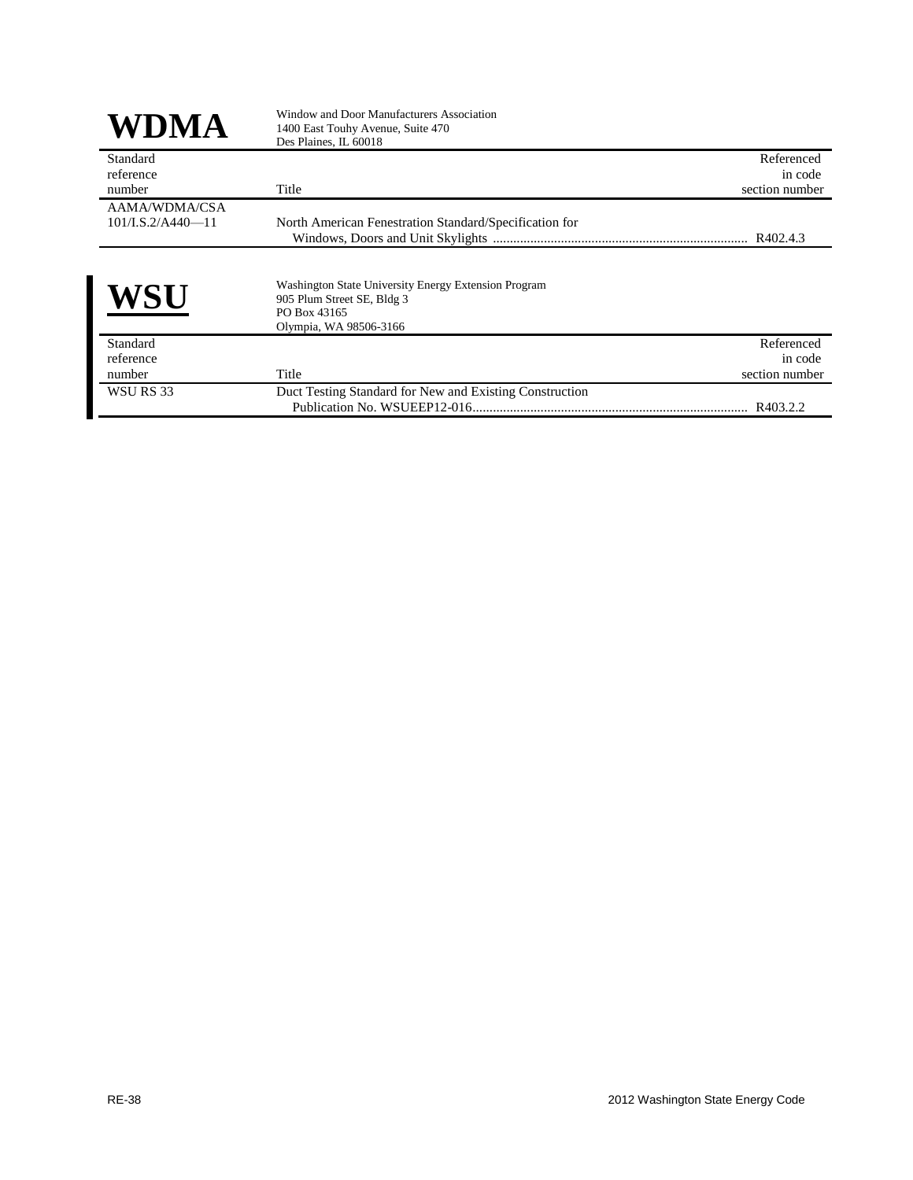## WDMA

Window and Door Manufacturers Association
1400 East Touhy Avenue, Suite 470
Des Plaines, IL 60018

| Standard reference number | Title | Referenced in code section number |
|---|---|---|
| AAMA/WDMA/CSA 101/I.S.2/A440—11 | North American Fenestration Standard/Specification for Windows, Doors and Unit Skylights | R402.4.3 |

## WSU

Washington State University Energy Extension Program
905 Plum Street SE, Bldg 3
PO Box 43165
Olympia, WA 98506-3166

| Standard reference number | Title | Referenced in code section number |
|---|---|---|
| WSU RS 33 | Duct Testing Standard for New and Existing Construction Publication No. WSUEEP12-016 | R403.2.2 |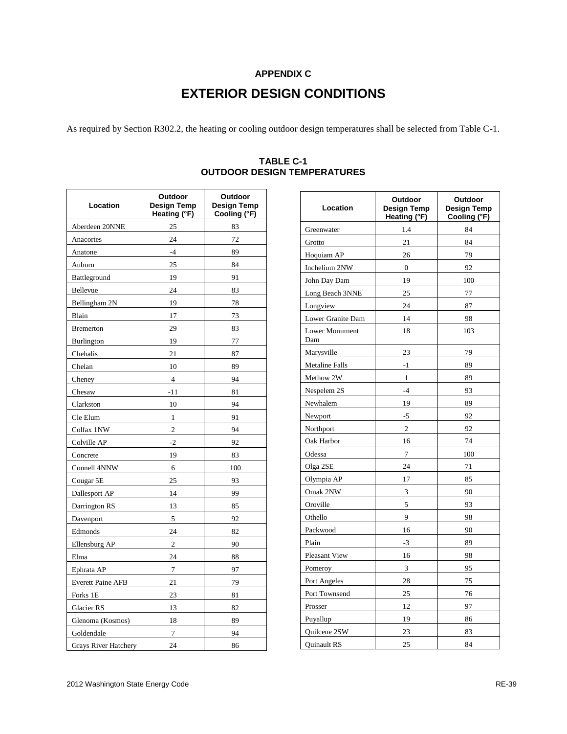## APPENDIX C

# EXTERIOR DESIGN CONDITIONS

As required by Section R302.2, the heating or cooling outdoor design temperatures shall be selected from Table C-1.

**TABLE C-1**
**OUTDOOR DESIGN TEMPERATURES**

| Location | Outdoor Design Temp Heating (°F) | Outdoor Design Temp Cooling (°F) |
|---|---|---|
| Aberdeen 20NNE | 25 | 83 |
| Anacortes | 24 | 72 |
| Anatone | -4 | 89 |
| Auburn | 25 | 84 |
| Battleground | 19 | 91 |
| Bellevue | 24 | 83 |
| Bellingham 2N | 19 | 78 |
| Blain | 17 | 73 |
| Bremerton | 29 | 83 |
| Burlington | 19 | 77 |
| Chehalis | 21 | 87 |
| Chelan | 10 | 89 |
| Cheney | 4 | 94 |
| Chesaw | -11 | 81 |
| Clarkston | 10 | 94 |
| Cle Elum | 1 | 91 |
| Colfax 1NW | 2 | 94 |
| Colville AP | -2 | 92 |
| Concrete | 19 | 83 |
| Connell 4NNW | 6 | 100 |
| Cougar 5E | 25 | 93 |
| Dallesport AP | 14 | 99 |
| Darrington RS | 13 | 85 |
| Davenport | 5 | 92 |
| Edmonds | 24 | 82 |
| Ellensburg AP | 2 | 90 |
| Elma | 24 | 88 |
| Ephrata AP | 7 | 97 |
| Everett Paine AFB | 21 | 79 |
| Forks 1E | 23 | 81 |
| Glacier RS | 13 | 82 |
| Glenoma (Kosmos) | 18 | 89 |
| Goldendale | 7 | 94 |
| Grays River Hatchery | 24 | 86 |
| Greenwater | 1.4 | 84 |
| Grotto | 21 | 84 |
| Hoquiam AP | 26 | 79 |
| Inchelium 2NW | 0 | 92 |
| John Day Dam | 19 | 100 |
| Long Beach 3NNE | 25 | 77 |
| Longview | 24 | 87 |
| Lower Granite Dam | 14 | 98 |
| Lower Monument Dam | 18 | 103 |
| Marysville | 23 | 79 |
| Metaline Falls | -1 | 89 |
| Methow 2W | 1 | 89 |
| Nespelem 2S | -4 | 93 |
| Newhalem | 19 | 89 |
| Newport | -5 | 92 |
| Northport | 2 | 92 |
| Oak Harbor | 16 | 74 |
| Odessa | 7 | 100 |
| Olga 2SE | 24 | 71 |
| Olympia AP | 17 | 85 |
| Omak 2NW | 3 | 90 |
| Oroville | 5 | 93 |
| Othello | 9 | 98 |
| Packwood | 16 | 90 |
| Plain | -3 | 89 |
| Pleasant View | 16 | 98 |
| Pomeroy | 3 | 95 |
| Port Angeles | 28 | 75 |
| Port Townsend | 25 | 76 |
| Prosser | 12 | 97 |
| Puyallup | 19 | 86 |
| Quilcene 2SW | 23 | 83 |
| Quinault RS | 25 | 84 |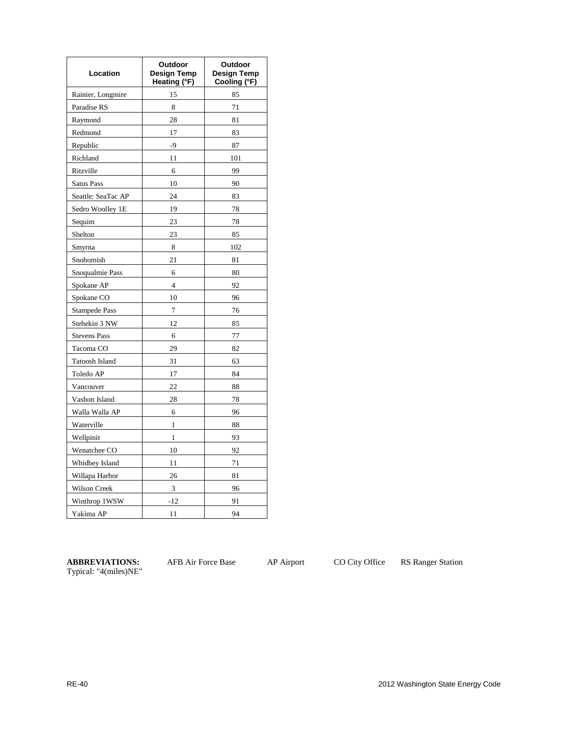| Location | Outdoor Design Temp Heating (°F) | Outdoor Design Temp Cooling (°F) |
|---|---|---|
| Rainier, Longmire | 15 | 85 |
| Paradise RS | 8 | 71 |
| Raymond | 28 | 81 |
| Redmond | 17 | 83 |
| Republic | -9 | 87 |
| Richland | 11 | 101 |
| Ritzville | 6 | 99 |
| Satus Pass | 10 | 90 |
| Seattle: SeaTac AP | 24 | 83 |
| Sedro Woolley 1E | 19 | 78 |
| Sequim | 23 | 78 |
| Shelton | 23 | 85 |
| Smyrna | 8 | 102 |
| Snohomish | 21 | 81 |
| Snoqualmie Pass | 6 | 80 |
| Spokane AP | 4 | 92 |
| Spokane CO | 10 | 96 |
| Stampede Pass | 7 | 76 |
| Stehekin 3 NW | 12 | 85 |
| Stevens Pass | 6 | 77 |
| Tacoma CO | 29 | 82 |
| Tatoosh Island | 31 | 63 |
| Toledo AP | 17 | 84 |
| Vancouver | 22 | 88 |
| Vashon Island | 28 | 78 |
| Walla Walla AP | 6 | 96 |
| Waterville | 1 | 88 |
| Wellpinit | 1 | 93 |
| Wenatchee CO | 10 | 92 |
| Whidbey Island | 11 | 71 |
| Willapa Harbor | 26 | 81 |
| Wilson Creek | 3 | 96 |
| Winthrop 1WSW | -12 | 91 |
| Yakima AP | 11 | 94 |

**ABBREVIATIONS:** AFB Air Force Base AP Airport CO City Office RS Ranger Station
Typical: "4(miles)NE"